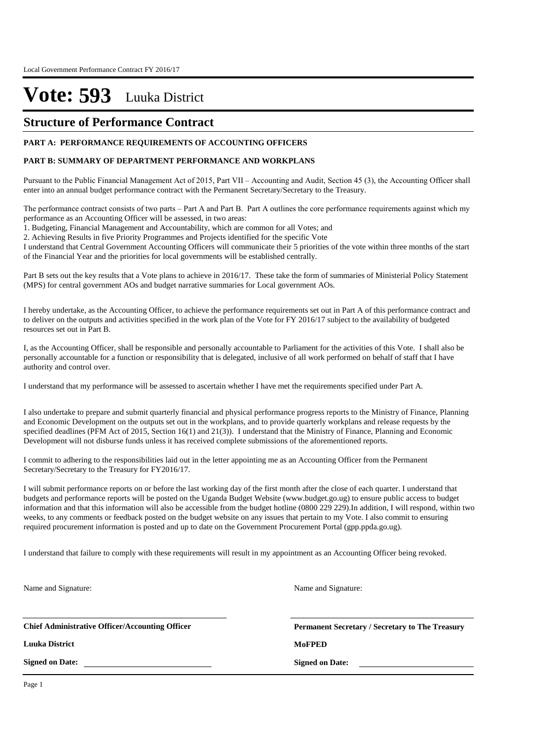# Vote: 593 Luuka District

## Structure of Performance Contract

**PART A: PERFORMANCE REQUIREMENTS OF ACCOUNTING OFFICERS**

**PART B: SUMMARY OF DEPARTMENT PERFORMANCE AND WORKPLANS**

Pursuant to the Public Financial Management Act of 2015, Part VII – Accounting and Audit, Section 45 (3), the Accounting Officer shall enter into an annual budget performance contract with the Permanent Secretary/Secretary to the Treasury.

The performance contract consists of two parts – Part A and Part B. Part A outlines the core performance requirements against which my performance as an Accounting Officer will be assessed, in two areas:

1. Budgeting, Financial Management and Accountability, which are common for all Votes; and
2. Achieving Results in five Priority Programmes and Projects identified for the specific Vote

I understand that Central Government Accounting Officers will communicate their 5 priorities of the vote within three months of the start of the Financial Year and the priorities for local governments will be established centrally.

Part B sets out the key results that a Vote plans to achieve in 2016/17. These take the form of summaries of Ministerial Policy Statement (MPS) for central government AOs and budget narrative summaries for Local government AOs.

I hereby undertake, as the Accounting Officer, to achieve the performance requirements set out in Part A of this performance contract and to deliver on the outputs and activities specified in the work plan of the Vote for FY 2016/17 subject to the availability of budgeted resources set out in Part B.

I, as the Accounting Officer, shall be responsible and personally accountable to Parliament for the activities of this Vote. I shall also be personally accountable for a function or responsibility that is delegated, inclusive of all work performed on behalf of staff that I have authority and control over.

I understand that my performance will be assessed to ascertain whether I have met the requirements specified under Part A.

I also undertake to prepare and submit quarterly financial and physical performance progress reports to the Ministry of Finance, Planning and Economic Development on the outputs set out in the workplans, and to provide quarterly workplans and release requests by the specified deadlines (PFM Act of 2015, Section 16(1) and 21(3)). I understand that the Ministry of Finance, Planning and Economic Development will not disburse funds unless it has received complete submissions of the aforementioned reports.

I commit to adhering to the responsibilities laid out in the letter appointing me as an Accounting Officer from the Permanent Secretary/Secretary to the Treasury for FY2016/17.

I will submit performance reports on or before the last working day of the first month after the close of each quarter. I understand that budgets and performance reports will be posted on the Uganda Budget Website (www.budget.go.ug) to ensure public access to budget information and that this information will also be accessible from the budget hotline (0800 229 229).In addition, I will respond, within two weeks, to any comments or feedback posted on the budget website on any issues that pertain to my Vote. I also commit to ensuring required procurement information is posted and up to date on the Government Procurement Portal (gpp.ppda.go.ug).

I understand that failure to comply with these requirements will result in my appointment as an Accounting Officer being revoked.

Name and Signature:

**Chief Administrative Officer/Accounting Officer**

**Luuka District**

**Signed on Date:**

Name and Signature:

**Permanent Secretary / Secretary to The Treasury**

**MoFPED**

**Signed on Date:**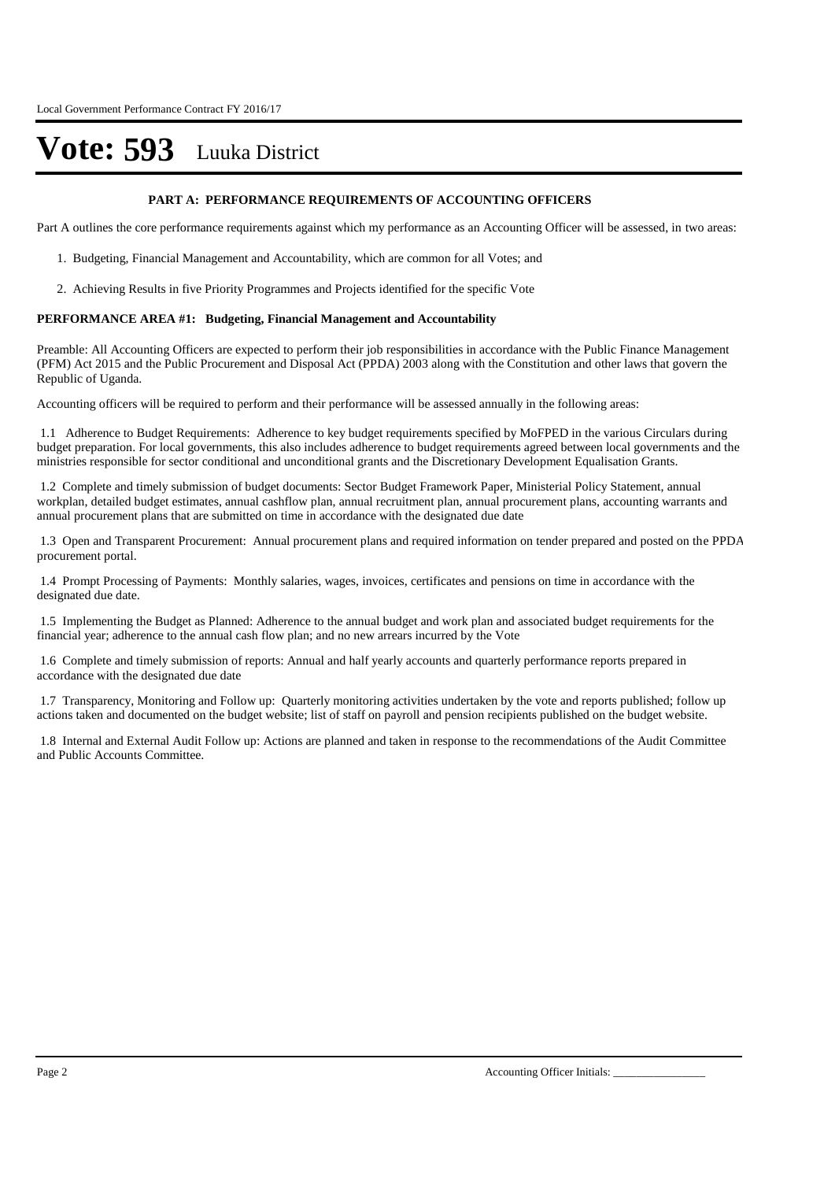# Vote: 593 Luuka District

### PART A: PERFORMANCE REQUIREMENTS OF ACCOUNTING OFFICERS

Part A outlines the core performance requirements against which my performance as an Accounting Officer will be assessed, in two areas:

1. Budgeting, Financial Management and Accountability, which are common for all Votes; and
2. Achieving Results in five Priority Programmes and Projects identified for the specific Vote

**PERFORMANCE AREA #1: Budgeting, Financial Management and Accountability**

Preamble: All Accounting Officers are expected to perform their job responsibilities in accordance with the Public Finance Management (PFM) Act 2015 and the Public Procurement and Disposal Act (PPDA) 2003 along with the Constitution and other laws that govern the Republic of Uganda.

Accounting officers will be required to perform and their performance will be assessed annually in the following areas:

1.1 Adherence to Budget Requirements: Adherence to key budget requirements specified by MoFPED in the various Circulars during budget preparation. For local governments, this also includes adherence to budget requirements agreed between local governments and the ministries responsible for sector conditional and unconditional grants and the Discretionary Development Equalisation Grants.

1.2 Complete and timely submission of budget documents: Sector Budget Framework Paper, Ministerial Policy Statement, annual workplan, detailed budget estimates, annual cashflow plan, annual recruitment plan, annual procurement plans, accounting warrants and annual procurement plans that are submitted on time in accordance with the designated due date

1.3 Open and Transparent Procurement: Annual procurement plans and required information on tender prepared and posted on the PPDA procurement portal.

1.4 Prompt Processing of Payments: Monthly salaries, wages, invoices, certificates and pensions on time in accordance with the designated due date.

1.5 Implementing the Budget as Planned: Adherence to the annual budget and work plan and associated budget requirements for the financial year; adherence to the annual cash flow plan; and no new arrears incurred by the Vote

1.6 Complete and timely submission of reports: Annual and half yearly accounts and quarterly performance reports prepared in accordance with the designated due date

1.7 Transparency, Monitoring and Follow up: Quarterly monitoring activities undertaken by the vote and reports published; follow up actions taken and documented on the budget website; list of staff on payroll and pension recipients published on the budget website.

1.8 Internal and External Audit Follow up: Actions are planned and taken in response to the recommendations of the Audit Committee and Public Accounts Committee.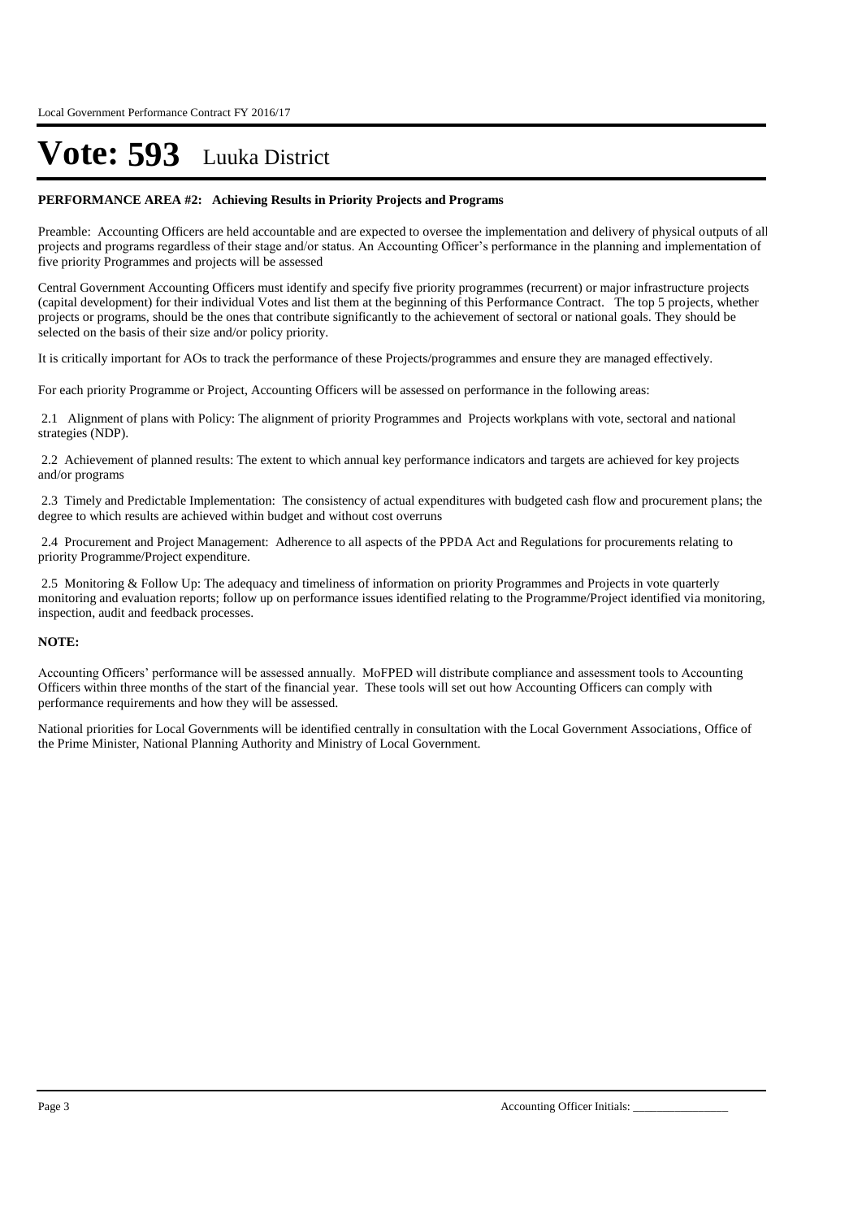# Vote: 593 Luuka District

**PERFORMANCE AREA #2: Achieving Results in Priority Projects and Programs**

Preamble: Accounting Officers are held accountable and are expected to oversee the implementation and delivery of physical outputs of all projects and programs regardless of their stage and/or status. An Accounting Officer's performance in the planning and implementation of five priority Programmes and projects will be assessed

Central Government Accounting Officers must identify and specify five priority programmes (recurrent) or major infrastructure projects (capital development) for their individual Votes and list them at the beginning of this Performance Contract. The top 5 projects, whether projects or programs, should be the ones that contribute significantly to the achievement of sectoral or national goals. They should be selected on the basis of their size and/or policy priority.

It is critically important for AOs to track the performance of these Projects/programmes and ensure they are managed effectively.

For each priority Programme or Project, Accounting Officers will be assessed on performance in the following areas:

2.1 Alignment of plans with Policy: The alignment of priority Programmes and Projects workplans with vote, sectoral and national strategies (NDP).

2.2 Achievement of planned results: The extent to which annual key performance indicators and targets are achieved for key projects and/or programs

2.3 Timely and Predictable Implementation: The consistency of actual expenditures with budgeted cash flow and procurement plans; the degree to which results are achieved within budget and without cost overruns

2.4 Procurement and Project Management: Adherence to all aspects of the PPDA Act and Regulations for procurements relating to priority Programme/Project expenditure.

2.5 Monitoring & Follow Up: The adequacy and timeliness of information on priority Programmes and Projects in vote quarterly monitoring and evaluation reports; follow up on performance issues identified relating to the Programme/Project identified via monitoring, inspection, audit and feedback processes.

**NOTE:**

Accounting Officers' performance will be assessed annually. MoFPED will distribute compliance and assessment tools to Accounting Officers within three months of the start of the financial year. These tools will set out how Accounting Officers can comply with performance requirements and how they will be assessed.

National priorities for Local Governments will be identified centrally in consultation with the Local Government Associations, Office of the Prime Minister, National Planning Authority and Ministry of Local Government.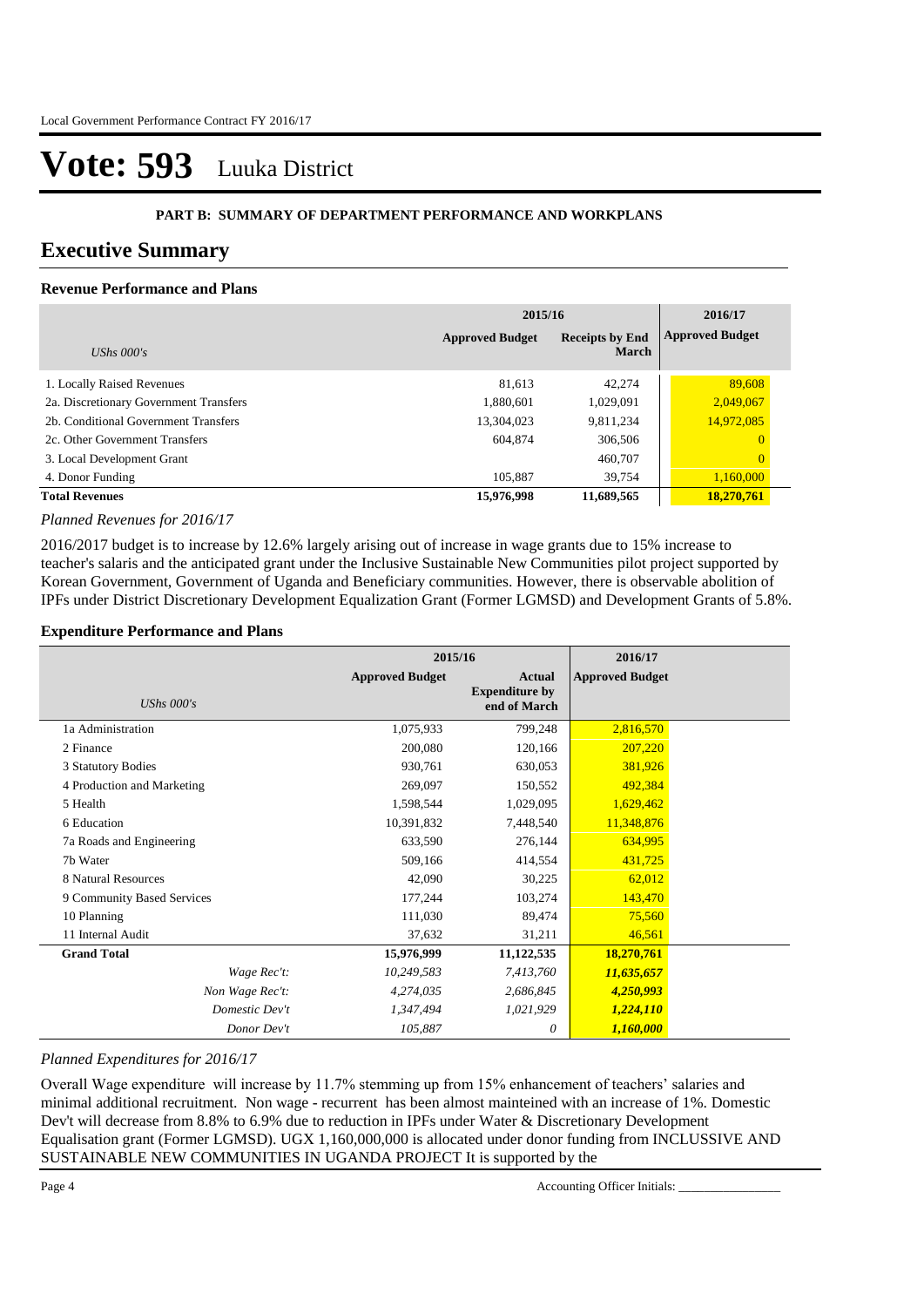# Vote: 593 Luuka District

**PART B: SUMMARY OF DEPARTMENT PERFORMANCE AND WORKPLANS**

## Executive Summary

### Revenue Performance and Plans

| UShs 000's | 2015/16 Approved Budget | 2015/16 Receipts by End March | 2016/17 Approved Budget |
|---|---|---|---|
| 1. Locally Raised Revenues | 81,613 | 42,274 | 89,608 |
| 2a. Discretionary Government Transfers | 1,880,601 | 1,029,091 | 2,049,067 |
| 2b. Conditional Government Transfers | 13,304,023 | 9,811,234 | 14,972,085 |
| 2c. Other Government Transfers | 604,874 | 306,506 | 0 |
| 3. Local Development Grant | | 460,707 | 0 |
| 4. Donor Funding | 105,887 | 39,754 | 1,160,000 |
| **Total Revenues** | **15,976,998** | **11,689,565** | **18,270,761** |

*Planned Revenues for 2016/17*

2016/2017 budget is to increase by 12.6% largely arising out of increase in wage grants due to 15% increase to teacher's salaris and the anticipated grant under the Inclusive Sustainable New Communities pilot project supported by Korean Government, Government of Uganda and Beneficiary communities. However, there is observable abolition of IPFs under District Discretionary Development Equalization Grant (Former LGMSD) and Development Grants of 5.8%.

### Expenditure Performance and Plans

| UShs 000's | 2015/16 Approved Budget | 2015/16 Actual Expenditure by end of March | 2016/17 Approved Budget |
|---|---|---|---|
| 1a Administration | 1,075,933 | 799,248 | 2,816,570 |
| 2 Finance | 200,080 | 120,166 | 207,220 |
| 3 Statutory Bodies | 930,761 | 630,053 | 381,926 |
| 4 Production and Marketing | 269,097 | 150,552 | 492,384 |
| 5 Health | 1,598,544 | 1,029,095 | 1,629,462 |
| 6 Education | 10,391,832 | 7,448,540 | 11,348,876 |
| 7a Roads and Engineering | 633,590 | 276,144 | 634,995 |
| 7b Water | 509,166 | 414,554 | 431,725 |
| 8 Natural Resources | 42,090 | 30,225 | 62,012 |
| 9 Community Based Services | 177,244 | 103,274 | 143,470 |
| 10 Planning | 111,030 | 89,474 | 75,560 |
| 11 Internal Audit | 37,632 | 31,211 | 46,561 |
| **Grand Total** | **15,976,999** | **11,122,535** | **18,270,761** |
| *Wage Rec't:* | *10,249,583* | *7,413,760* | ***11,635,657*** |
| *Non Wage Rec't:* | *4,274,035* | *2,686,845* | ***4,250,993*** |
| *Domestic Dev't* | *1,347,494* | *1,021,929* | ***1,224,110*** |
| *Donor Dev't* | *105,887* | *0* | ***1,160,000*** |

*Planned Expenditures for 2016/17*

Overall Wage expenditure will increase by 11.7% stemming up from 15% enhancement of teachers' salaries and minimal additional recruitment. Non wage - recurrent has been almost mainteined with an increase of 1%. Domestic Dev't will decrease from 8.8% to 6.9% due to reduction in IPFs under Water & Discretionary Development Equalisation grant (Former LGMSD). UGX 1,160,000,000 is allocated under donor funding from INCLUSSIVE AND SUSTAINABLE NEW COMMUNITIES IN UGANDA PROJECT It is supported by the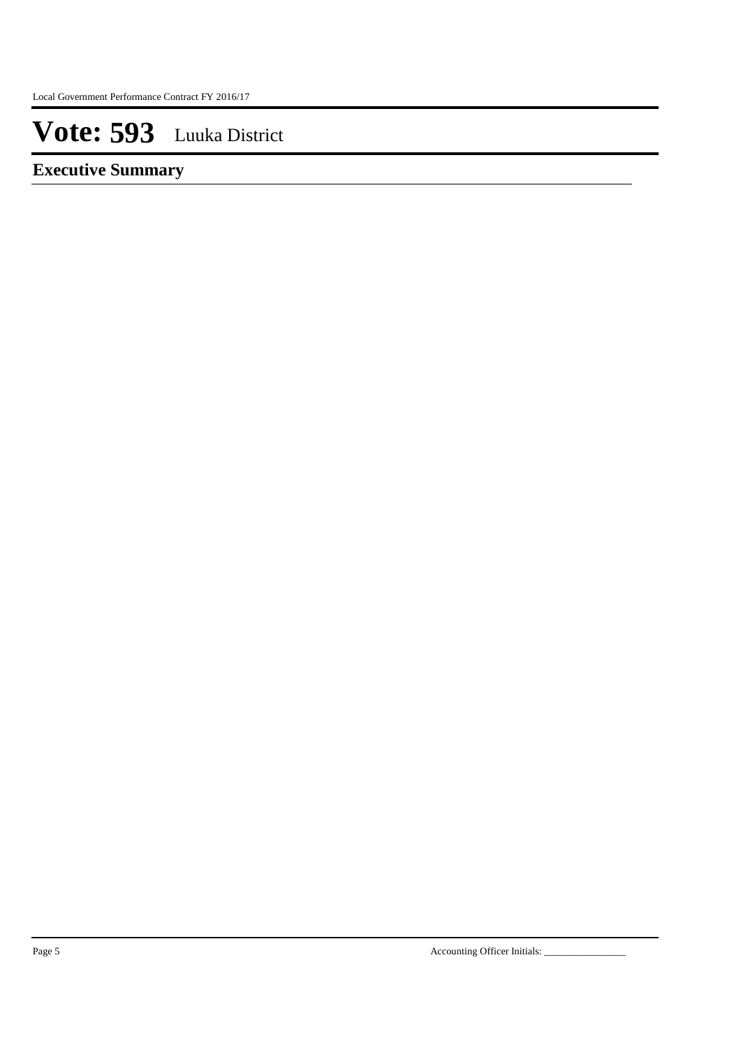# Vote: 593 Luuka District

## Executive Summary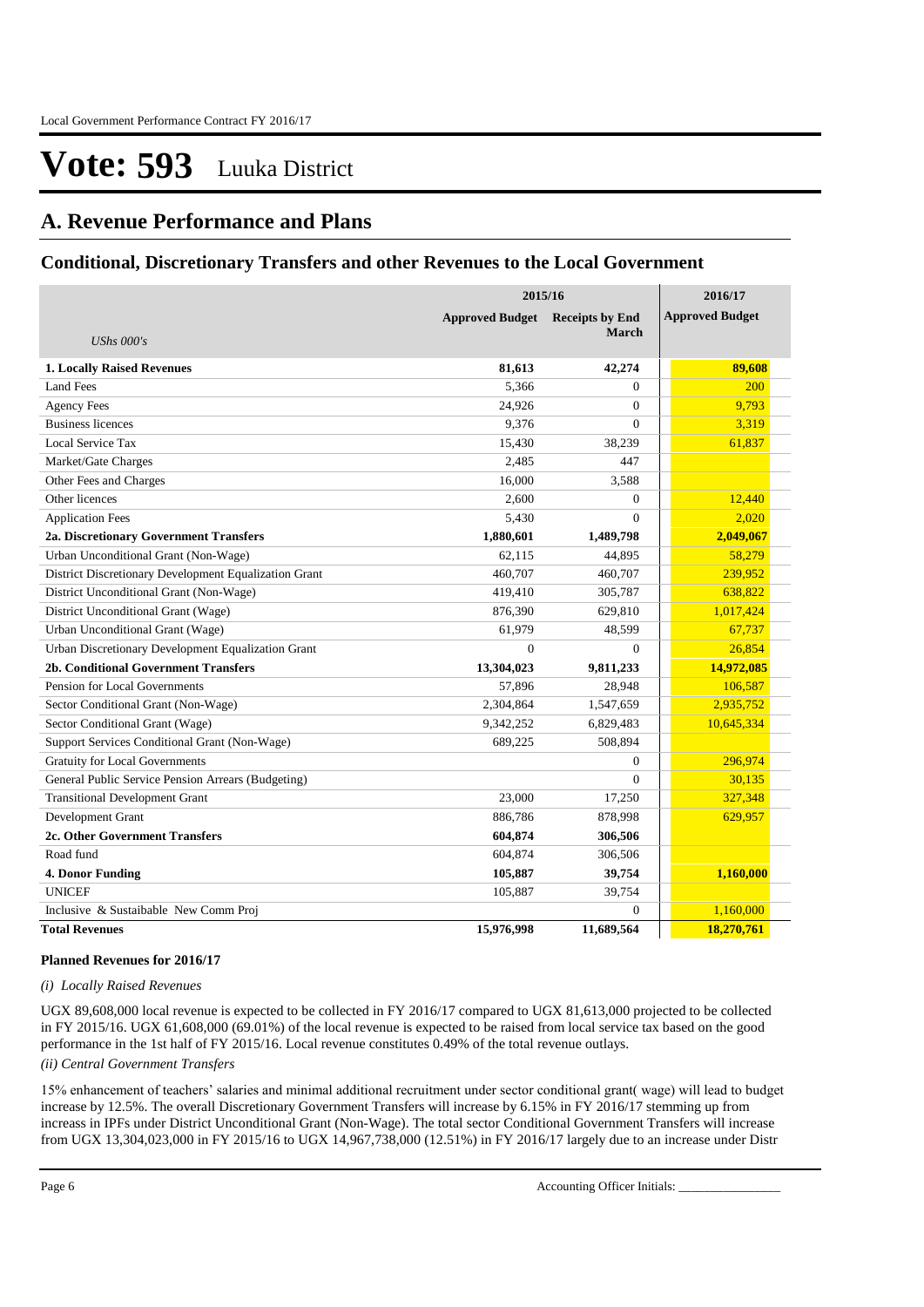# Vote: 593 Luuka District

## A. Revenue Performance and Plans

### Conditional, Discretionary Transfers and other Revenues to the Local Government

| *UShs 000's* | 2015/16 Approved Budget | 2015/16 Receipts by End March | 2016/17 Approved Budget |
|---|---|---|---|
| **1. Locally Raised Revenues** | **81,613** | **42,274** | **89,608** |
| Land Fees | 5,366 | 0 | 200 |
| Agency Fees | 24,926 | 0 | 9,793 |
| Business licences | 9,376 | 0 | 3,319 |
| Local Service Tax | 15,430 | 38,239 | 61,837 |
| Market/Gate Charges | 2,485 | 447 | |
| Other Fees and Charges | 16,000 | 3,588 | |
| Other licences | 2,600 | 0 | 12,440 |
| Application Fees | 5,430 | 0 | 2,020 |
| **2a. Discretionary Government Transfers** | **1,880,601** | **1,489,798** | **2,049,067** |
| Urban Unconditional Grant (Non-Wage) | 62,115 | 44,895 | 58,279 |
| District Discretionary Development Equalization Grant | 460,707 | 460,707 | 239,952 |
| District Unconditional Grant (Non-Wage) | 419,410 | 305,787 | 638,822 |
| District Unconditional Grant (Wage) | 876,390 | 629,810 | 1,017,424 |
| Urban Unconditional Grant (Wage) | 61,979 | 48,599 | 67,737 |
| Urban Discretionary Development Equalization Grant | 0 | 0 | 26,854 |
| **2b. Conditional Government Transfers** | **13,304,023** | **9,811,233** | **14,972,085** |
| Pension for Local Governments | 57,896 | 28,948 | 106,587 |
| Sector Conditional Grant (Non-Wage) | 2,304,864 | 1,547,659 | 2,935,752 |
| Sector Conditional Grant (Wage) | 9,342,252 | 6,829,483 | 10,645,334 |
| Support Services Conditional Grant (Non-Wage) | 689,225 | 508,894 | |
| Gratuity for Local Governments | | 0 | 296,974 |
| General Public Service Pension Arrears (Budgeting) | | 0 | 30,135 |
| Transitional Development Grant | 23,000 | 17,250 | 327,348 |
| Development Grant | 886,786 | 878,998 | 629,957 |
| **2c. Other Government Transfers** | **604,874** | **306,506** | |
| Road fund | 604,874 | 306,506 | |
| **4. Donor Funding** | **105,887** | **39,754** | **1,160,000** |
| UNICEF | 105,887 | 39,754 | |
| Inclusive & Sustaibable New Comm Proj | | 0 | 1,160,000 |
| **Total Revenues** | **15,976,998** | **11,689,564** | **18,270,761** |

**Planned Revenues for 2016/17**

*(i) Locally Raised Revenues*

UGX 89,608,000 local revenue is expected to be collected in FY 2016/17 compared to UGX 81,613,000 projected to be collected in FY 2015/16. UGX 61,608,000 (69.01%) of the local revenue is expected to be raised from local service tax based on the good performance in the 1st half of FY 2015/16. Local revenue constitutes 0.49% of the total revenue outlays.

*(ii) Central Government Transfers*

15% enhancement of teachers' salaries and minimal additional recruitment under sector conditional grant( wage) will lead to budget increase by 12.5%. The overall Discretionary Government Transfers will increase by 6.15% in FY 2016/17 stemming up from increase in IPFs under District Unconditional Grant (Non-Wage). The total sector Conditional Government Transfers will increase from UGX 13,304,023,000 in FY 2015/16 to UGX 14,967,738,000 (12.51%) in FY 2016/17 largely due to an increase under Distr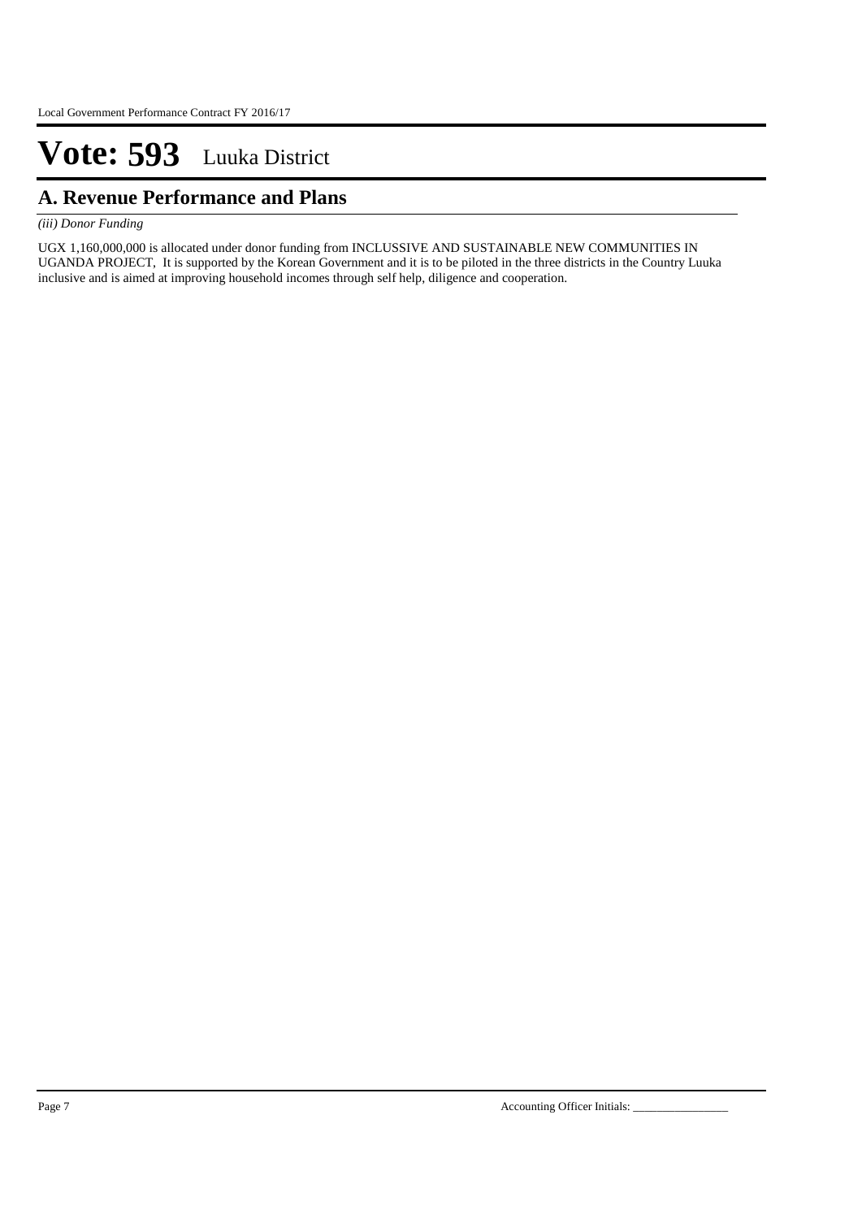# Vote: 593 Luuka District

## A. Revenue Performance and Plans

*(iii) Donor Funding*

UGX 1,160,000,000 is allocated under donor funding from INCLUSSIVE AND SUSTAINABLE NEW COMMUNITIES IN UGANDA PROJECT, It is supported by the Korean Government and it is to be piloted in the three districts in the Country Luuka inclusive and is aimed at improving household incomes through self help, diligence and cooperation.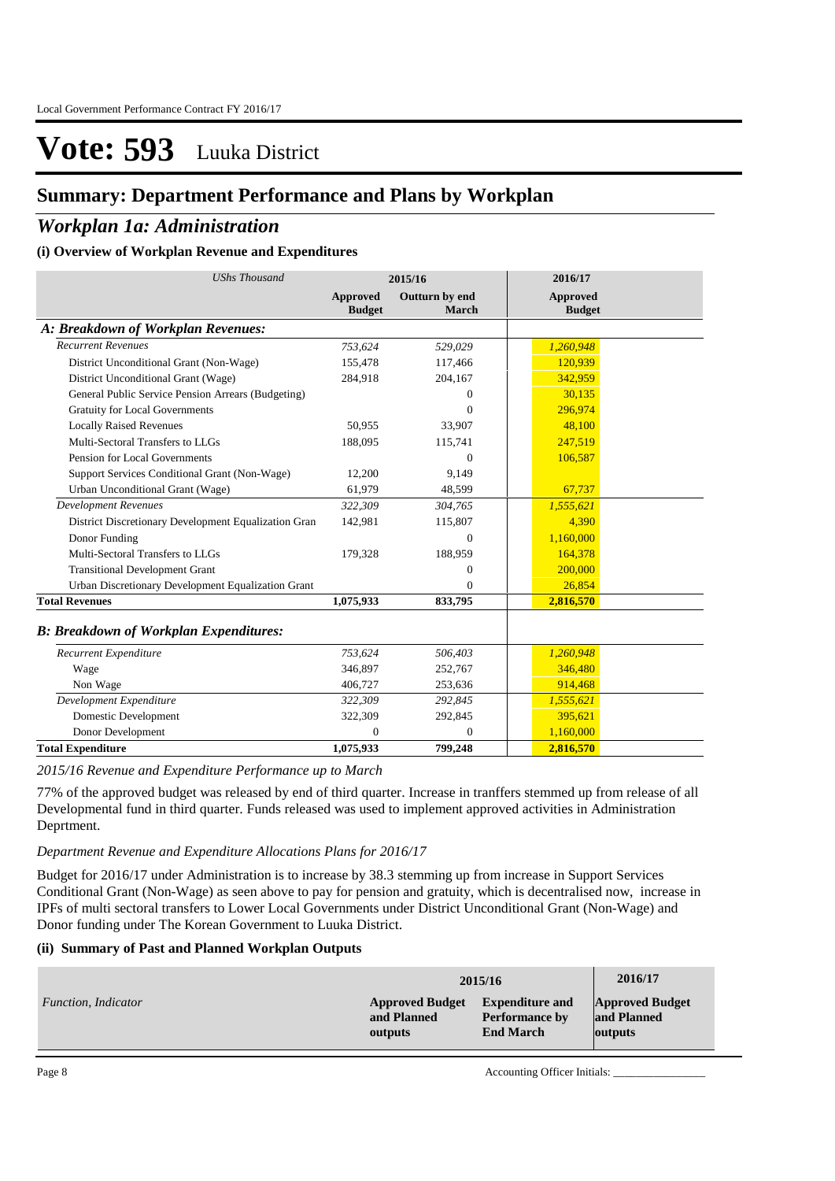# Vote: 593 Luuka District

## Summary: Department Performance and Plans by Workplan

## *Workplan 1a: Administration*

### (i) Overview of Workplan Revenue and Expenditures

| *UShs Thousand* | 2015/16 | | 2016/17 |
|---|---|---|---|
| | **Approved Budget** | **Outturn by end March** | **Approved Budget** |
| ***A: Breakdown of Workplan Revenues:*** | | | |
| *Recurrent Revenues* | *753,624* | *529,029* | *1,260,948* |
| District Unconditional Grant (Non-Wage) | 155,478 | 117,466 | 120,939 |
| District Unconditional Grant (Wage) | 284,918 | 204,167 | 342,959 |
| General Public Service Pension Arrears (Budgeting) | | 0 | 30,135 |
| Gratuity for Local Governments | | 0 | 296,974 |
| Locally Raised Revenues | 50,955 | 33,907 | 48,100 |
| Multi-Sectoral Transfers to LLGs | 188,095 | 115,741 | 247,519 |
| Pension for Local Governments | | 0 | 106,587 |
| Support Services Conditional Grant (Non-Wage) | 12,200 | 9,149 | |
| Urban Unconditional Grant (Wage) | 61,979 | 48,599 | 67,737 |
| *Development Revenues* | *322,309* | *304,765* | *1,555,621* |
| District Discretionary Development Equalization Gran | 142,981 | 115,807 | 4,390 |
| Donor Funding | | 0 | 1,160,000 |
| Multi-Sectoral Transfers to LLGs | 179,328 | 188,959 | 164,378 |
| Transitional Development Grant | | 0 | 200,000 |
| Urban Discretionary Development Equalization Grant | | 0 | 26,854 |
| **Total Revenues** | **1,075,933** | **833,795** | **2,816,570** |
| ***B: Breakdown of Workplan Expenditures:*** | | | |
| *Recurrent Expenditure* | *753,624* | *506,403* | *1,260,948* |
| Wage | 346,897 | 252,767 | 346,480 |
| Non Wage | 406,727 | 253,636 | 914,468 |
| *Development Expenditure* | *322,309* | *292,845* | *1,555,621* |
| Domestic Development | 322,309 | 292,845 | 395,621 |
| Donor Development | 0 | 0 | 1,160,000 |
| **Total Expenditure** | **1,075,933** | **799,248** | **2,816,570** |

*2015/16 Revenue and Expenditure Performance up to March*

77% of the approved budget was released by end of third quarter. Increase in tranffers stemmed up from release of all Developmental fund in third quarter. Funds released was used to implement approved activities in Administration Deprtment.

*Department Revenue and Expenditure Allocations Plans for 2016/17*

Budget for 2016/17 under Administration is to increase by 38.3 stemming up from increase in Support Services Conditional Grant (Non-Wage) as seen above to pay for pension and gratuity, which is decentralised now, increase in IPFs of multi sectoral transfers to Lower Local Governments under District Unconditional Grant (Non-Wage) and Donor funding under The Korean Government to Luuka District.

### (ii) Summary of Past and Planned Workplan Outputs

| | 2015/16 | | 2016/17 |
|---|---|---|---|
| *Function, Indicator* | **Approved Budget and Planned outputs** | **Expenditure and Performance by End March** | **Approved Budget and Planned outputs** |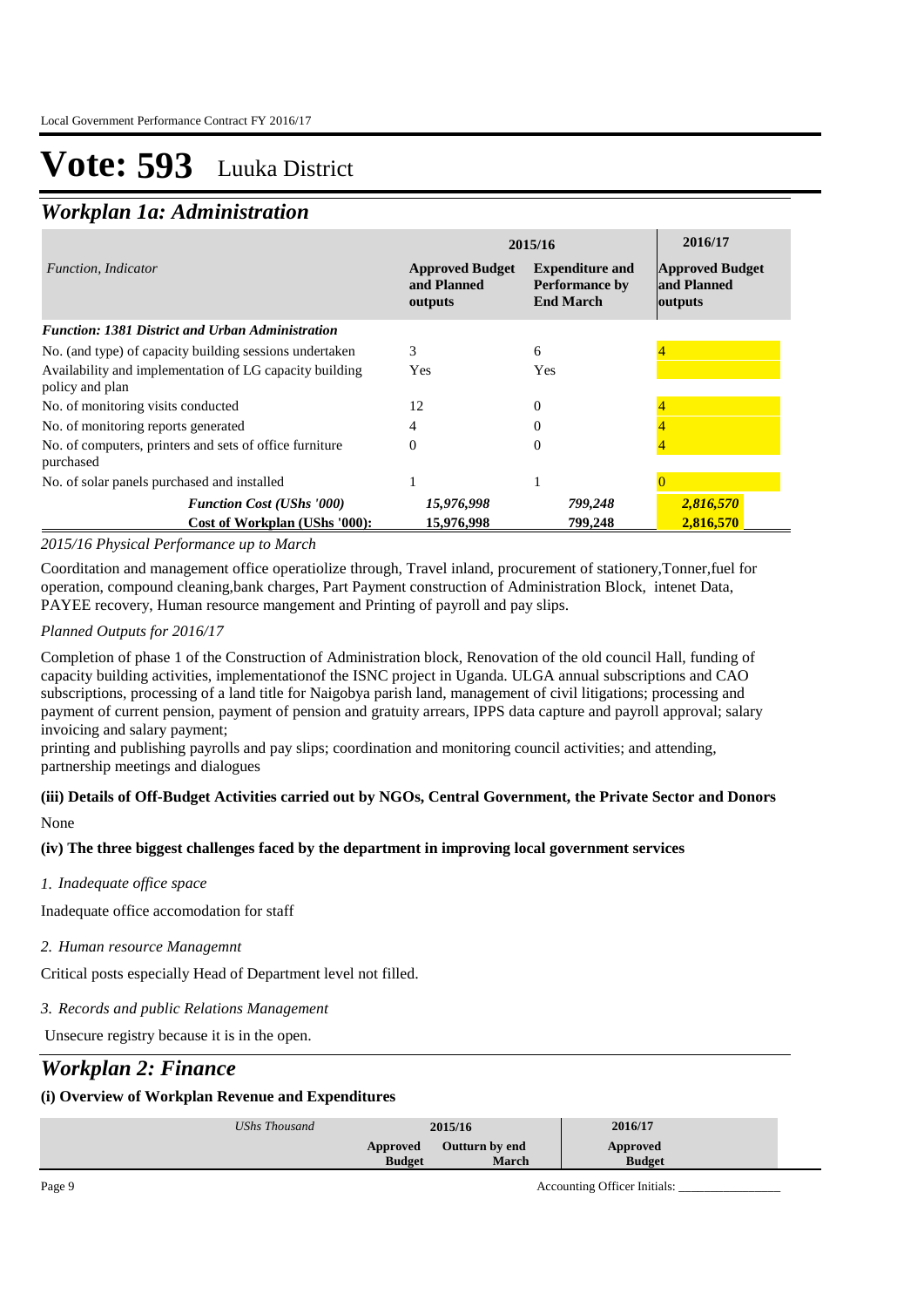# Vote: 593 Luuka District

## *Workplan 1a: Administration*

| *Function, Indicator* | 2015/16 Approved Budget and Planned outputs | 2015/16 Expenditure and Performance by End March | 2016/17 Approved Budget and Planned outputs |
|---|---|---|---|
| ***Function: 1381 District and Urban Administration*** | | | |
| No. (and type) of capacity building sessions undertaken | 3 | 6 | 4 |
| Availability and implementation of LG capacity building policy and plan | Yes | Yes | |
| No. of monitoring visits conducted | 12 | 0 | 4 |
| No. of monitoring reports generated | 4 | 0 | 4 |
| No. of computers, printers and sets of office furniture purchased | 0 | 0 | 4 |
| No. of solar panels purchased and installed | 1 | 1 | 0 |
| ***Function Cost (UShs '000)*** | *15,976,998* | *799,248* | *2,816,570* |
| **Cost of Workplan (UShs '000):** | **15,976,998** | **799,248** | **2,816,570** |

*2015/16 Physical Performance up to March*

Cooorditation and management office operatiolize through, Travel inland, procurement of stationery,Tonner,fuel for operation, compound cleaning,bank charges, Part Payment construction of Administration Block, intenet Data, PAYEE recovery, Human resource mangement and Printing of payroll and pay slips.

*Planned Outputs for 2016/17*

Completion of phase 1 of the Construction of Administration block, Renovation of the old council Hall, funding of capacity building activities, implementationof the ISNC project in Uganda. ULGA annual subscriptions and CAO subscriptions, processing of a land title for Naigobya parish land, management of civil litigations; processing and payment of current pension, payment of pension and gratuity arrears, IPPS data capture and payroll approval; salary invoicing and salary payment;
printing and publishing payrolls and pay slips; coordination and monitoring council activities; and attending, partnership meetings and dialogues

**(iii) Details of Off-Budget Activities carried out by NGOs, Central Government, the Private Sector and Donors**

None

**(iv) The three biggest challenges faced by the department in improving local government services**

*1. Inadequate office space*

Inadequate office accomodation for staff

*2. Human resource Managemnt*

Critical posts especially Head of Department level not filled.

*3. Records and public Relations Management*

Unsecure registry because it is in the open.

## *Workplan 2: Finance*

**(i) Overview of Workplan Revenue and Expenditures**

| *UShs Thousand* | 2015/16 Approved Budget | 2015/16 Outturn by end March | 2016/17 Approved Budget |
|---|---|---|---|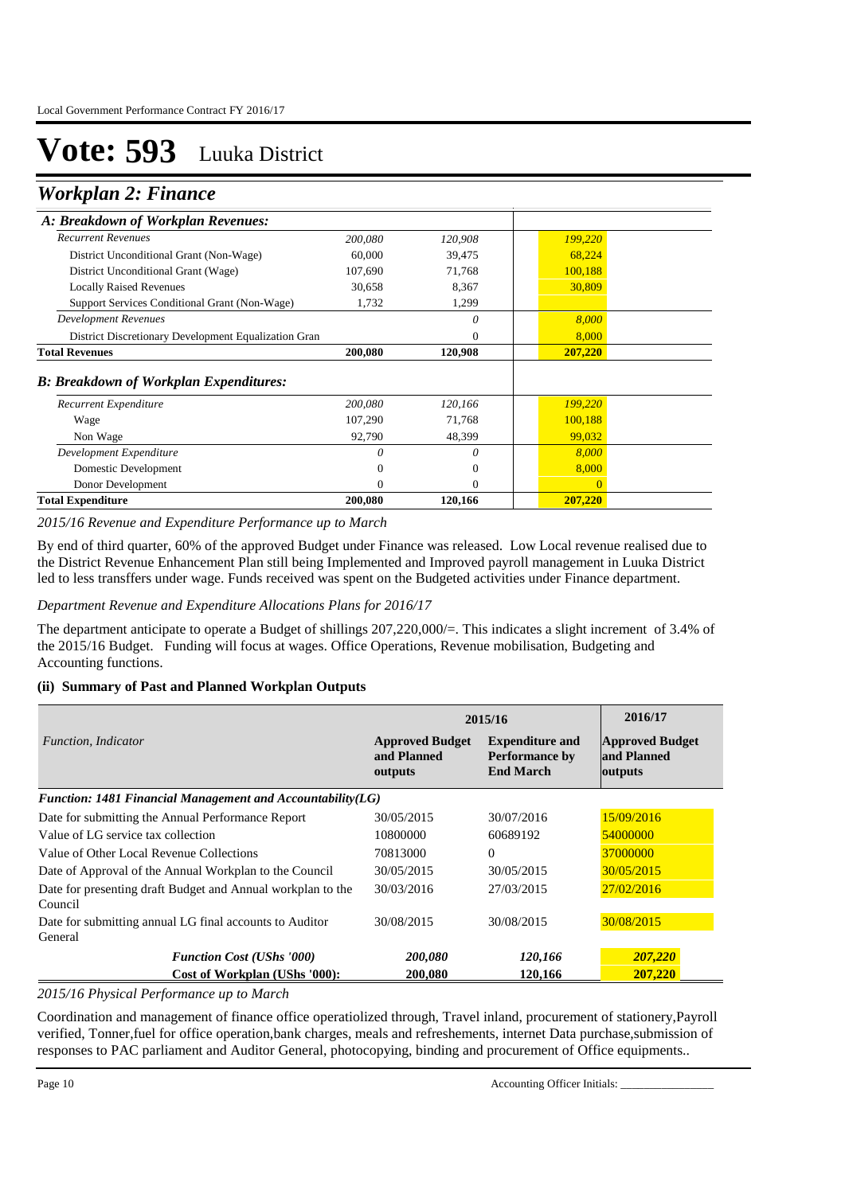# Vote: 593 Luuka District

## *Workplan 2: Finance*

| *A: Breakdown of Workplan Revenues:* | | | |
|---|---|---|---|
| *Recurrent Revenues* | *200,080* | *120,908* | *199,220* |
| District Unconditional Grant (Non-Wage) | 60,000 | 39,475 | 68,224 |
| District Unconditional Grant (Wage) | 107,690 | 71,768 | 100,188 |
| Locally Raised Revenues | 30,658 | 8,367 | 30,809 |
| Support Services Conditional Grant (Non-Wage) | 1,732 | 1,299 | |
| *Development Revenues* | | *0* | *8,000* |
| District Discretionary Development Equalization Gran | | 0 | 8,000 |
| **Total Revenues** | **200,080** | **120,908** | **207,220** |
| ***B: Breakdown of Workplan Expenditures:*** | | | |
| *Recurrent Expenditure* | *200,080* | *120,166* | *199,220* |
| Wage | 107,290 | 71,768 | 100,188 |
| Non Wage | 92,790 | 48,399 | 99,032 |
| *Development Expenditure* | *0* | *0* | *8,000* |
| Domestic Development | 0 | 0 | 8,000 |
| Donor Development | 0 | 0 | 0 |
| **Total Expenditure** | **200,080** | **120,166** | **207,220** |

*2015/16 Revenue and Expenditure Performance up to March*

By end of third quarter, 60% of the approved Budget under Finance was released. Low Local revenue realised due to the District Revenue Enhancement Plan still being Implemented and Improved payroll management in Luuka District led to less transffers under wage. Funds received was spent on the Budgeted activities under Finance department.

*Department Revenue and Expenditure Allocations Plans for 2016/17*

The department anticipate to operate a Budget of shillings 207,220,000/=. This indicates a slight increment of 3.4% of the 2015/16 Budget. Funding will focus at wages. Office Operations, Revenue mobilisation, Budgeting and Accounting functions.

### (ii) Summary of Past and Planned Workplan Outputs

| | 2015/16 | | 2016/17 |
|---|---|---|---|
| *Function, Indicator* | **Approved Budget and Planned outputs** | **Expenditure and Performance by End March** | **Approved Budget and Planned outputs** |
| ***Function: 1481 Financial Management and Accountability(LG)*** | | | |
| Date for submitting the Annual Performance Report | 30/05/2015 | 30/07/2016 | 15/09/2016 |
| Value of LG service tax collection | 10800000 | 60689192 | 54000000 |
| Value of Other Local Revenue Collections | 70813000 | 0 | 37000000 |
| Date of Approval of the Annual Workplan to the Council | 30/05/2015 | 30/05/2015 | 30/05/2015 |
| Date for presenting draft Budget and Annual workplan to the Council | 30/03/2016 | 27/03/2015 | 27/02/2016 |
| Date for submitting annual LG final accounts to Auditor General | 30/08/2015 | 30/08/2015 | 30/08/2015 |
| ***Function Cost (UShs '000)*** | ***200,080*** | ***120,166*** | ***207,220*** |
| **Cost of Workplan (UShs '000):** | **200,080** | **120,166** | **207,220** |

*2015/16 Physical Performance up to March*

Coordination and management of finance office operatiolized through, Travel inland, procurement of stationery,Payroll verified, Tonner,fuel for office operation,bank charges, meals and refreshements, internet Data purchase,submission of responses to PAC parliament and Auditor General, photocopying, binding and procurement of Office equipments..

Accounting Officer Initials: ________________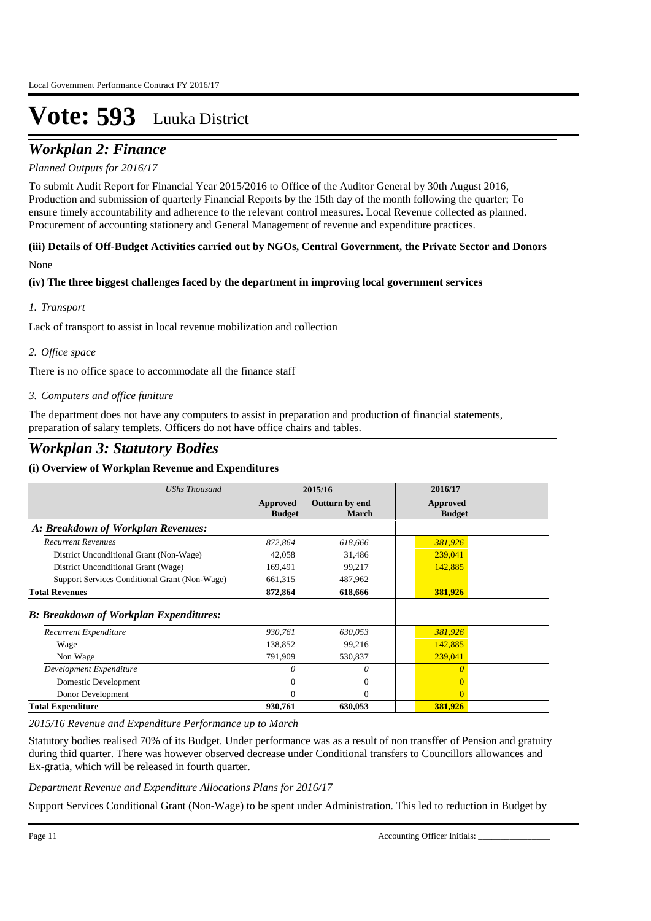# Vote: 593 Luuka District

## *Workplan 2: Finance*

*Planned Outputs for 2016/17*

To submit Audit Report for Financial Year 2015/2016 to Office of the Auditor General by 30th August 2016, Production and submission of quarterly Financial Reports by the 15th day of the month following the quarter; To ensure timely accountability and adherence to the relevant control measures. Local Revenue collected as planned. Procurement of accounting stationery and General Management of revenue and expenditure practices.

### (iii) Details of Off-Budget Activities carried out by NGOs, Central Government, the Private Sector and Donors

None

### (iv) The three biggest challenges faced by the department in improving local government services

*1. Transport*

Lack of transport to assist in local revenue mobilization and collection

*2. Office space*

There is no office space to accommodate all the finance staff

*3. Computers and office funiture*

The department does not have any computers to assist in preparation and production of financial statements, preparation of salary templets. Officers do not have office chairs and tables.

## *Workplan 3: Statutory Bodies*

### (i) Overview of Workplan Revenue and Expenditures

| *UShs Thousand* | 2015/16 | | 2016/17 |
|---|---|---|---|
| | **Approved Budget** | **Outturn by end March** | **Approved Budget** |
| ***A: Breakdown of Workplan Revenues:*** | | | |
| *Recurrent Revenues* | *872,864* | *618,666* | *381,926* |
| District Unconditional Grant (Non-Wage) | 42,058 | 31,486 | 239,041 |
| District Unconditional Grant (Wage) | 169,491 | 99,217 | 142,885 |
| Support Services Conditional Grant (Non-Wage) | 661,315 | 487,962 | |
| **Total Revenues** | **872,864** | **618,666** | **381,926** |
| ***B: Breakdown of Workplan Expenditures:*** | | | |
| *Recurrent Expenditure* | *930,761* | *630,053* | *381,926* |
| Wage | 138,852 | 99,216 | 142,885 |
| Non Wage | 791,909 | 530,837 | 239,041 |
| *Development Expenditure* | *0* | *0* | *0* |
| Domestic Development | 0 | 0 | 0 |
| Donor Development | 0 | 0 | 0 |
| **Total Expenditure** | **930,761** | **630,053** | **381,926** |

*2015/16 Revenue and Expenditure Performance up to March*

Statutory bodies realised 70% of its Budget. Under performance was as a result of non transffer of Pension and gratuity during thid quarter. There was however observed decrease under Conditional transfers to Councillors allowances and Ex-gratia, which will be released in fourth quarter.

*Department Revenue and Expenditure Allocations Plans for 2016/17*

Support Services Conditional Grant (Non-Wage) to be spent under Administration. This led to reduction in Budget by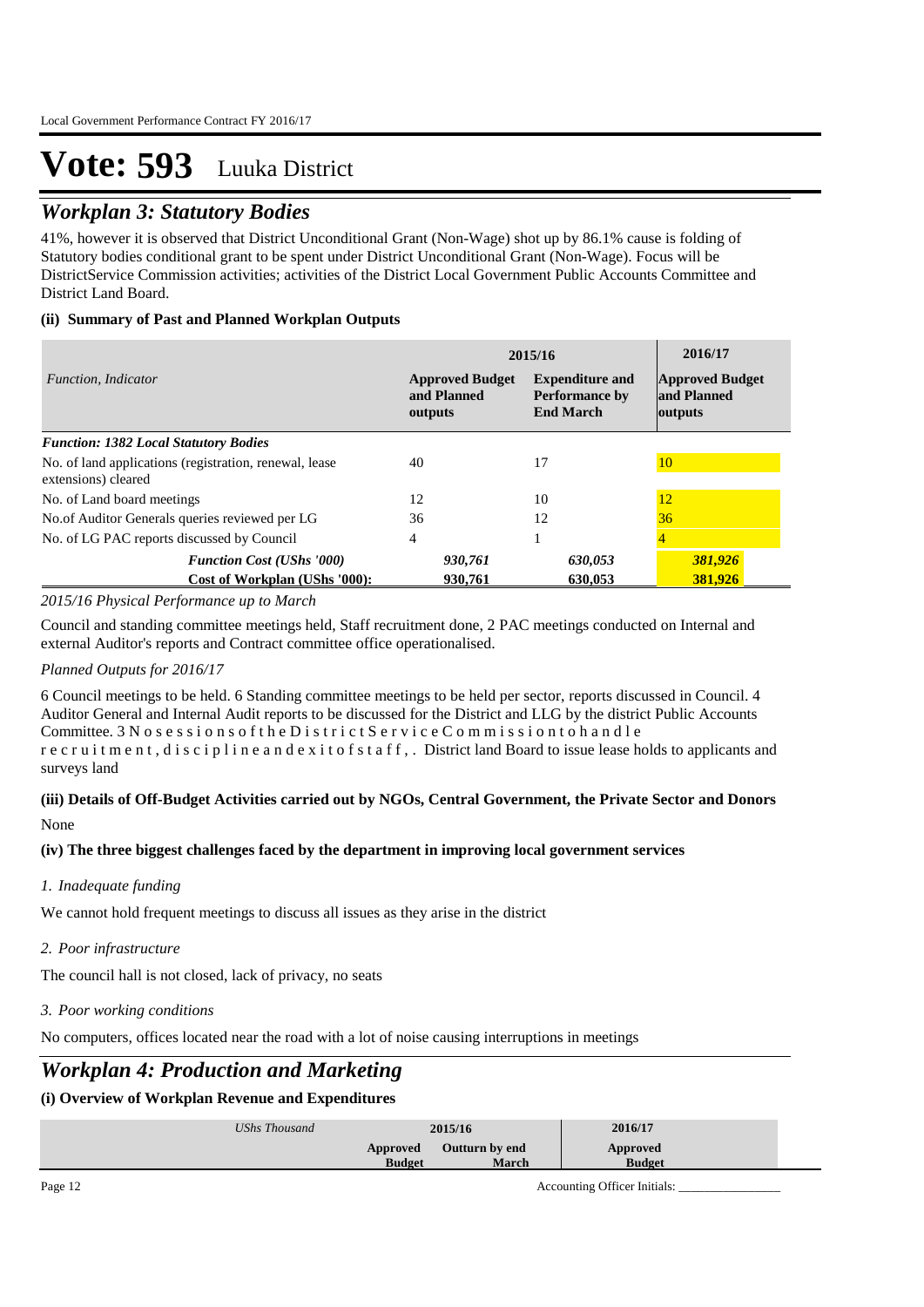# Vote: 593 Luuka District

## *Workplan 3: Statutory Bodies*

41%, however it is observed that District Unconditional Grant (Non-Wage) shot up by 86.1% cause is folding of Statutory bodies conditional grant to be spent under District Unconditional Grant (Non-Wage). Focus will be DistrictService Commission activities; activities of the District Local Government Public Accounts Committee and District Land Board.

### (ii) Summary of Past and Planned Workplan Outputs

| *Function, Indicator* | 2015/16 | | 2016/17 |
|---|---|---|---|
| | **Approved Budget and Planned outputs** | **Expenditure and Performance by End March** | **Approved Budget and Planned outputs** |
| ***Function: 1382 Local Statutory Bodies*** | | | |
| No. of land applications (registration, renewal, lease extensions) cleared | 40 | 17 | 10 |
| No. of Land board meetings | 12 | 10 | 12 |
| No.of Auditor Generals queries reviewed per LG | 36 | 12 | 36 |
| No. of LG PAC reports discussed by Council | 4 | 1 | 4 |
| ***Function Cost (UShs '000)*** | ***930,761*** | ***630,053*** | ***381,926*** |
| **Cost of Workplan (UShs '000):** | **930,761** | **630,053** | **381,926** |

*2015/16 Physical Performance up to March*

Council and standing committee meetings held, Staff recruitment done, 2 PAC meetings conducted on Internal and external Auditor's reports and Contract committee office operationalised.

*Planned Outputs for 2016/17*

6 Council meetings to be held. 6 Standing committee meetings to be held per sector, reports discussed in Council. 4 Auditor General and Internal Audit reports to be discussed for the District and LLG by the district Public Accounts Committee. 3 No sessions of the District Service Commission to handle recruitment, discipline and exit of staff, . District land Board to issue lease holds to applicants and surveys land

### (iii) Details of Off-Budget Activities carried out by NGOs, Central Government, the Private Sector and Donors

None

### (iv) The three biggest challenges faced by the department in improving local government services

*1. Inadequate funding*

We cannot hold frequent meetings to discuss all issues as they arise in the district

*2. Poor infrastructure*

The council hall is not closed, lack of privacy, no seats

*3. Poor working conditions*

No computers, offices located near the road with a lot of noise causing interruptions in meetings

## *Workplan 4: Production and Marketing*

### (i) Overview of Workplan Revenue and Expenditures

| *UShs Thousand* | 2015/16 | | 2016/17 |
|---|---|---|---|
| | **Approved Budget** | **Outturn by end March** | **Approved Budget** |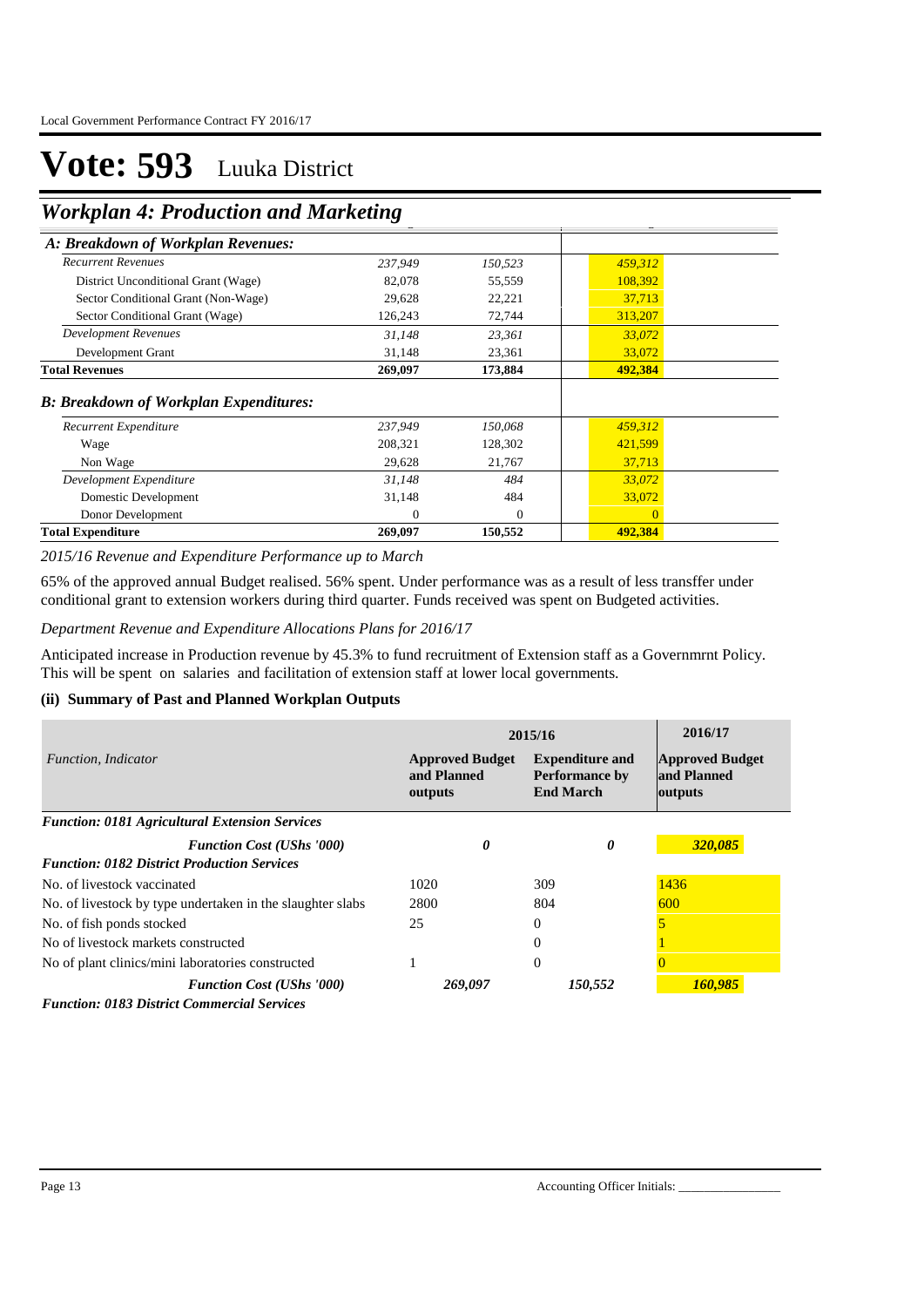# Vote: 593 Luuka District

## *Workplan 4: Production and Marketing*

| A: Breakdown of Workplan Revenues: | | | |
|---|---|---|---|
| *Recurrent Revenues* | *237,949* | *150,523* | *459,312* |
| District Unconditional Grant (Wage) | 82,078 | 55,559 | 108,392 |
| Sector Conditional Grant (Non-Wage) | 29,628 | 22,221 | 37,713 |
| Sector Conditional Grant (Wage) | 126,243 | 72,744 | 313,207 |
| *Development Revenues* | *31,148* | *23,361* | *33,072* |
| Development Grant | 31,148 | 23,361 | 33,072 |
| **Total Revenues** | **269,097** | **173,884** | **492,384** |
| ***B: Breakdown of Workplan Expenditures:*** | | | |
| *Recurrent Expenditure* | *237,949* | *150,068* | *459,312* |
| Wage | 208,321 | 128,302 | 421,599 |
| Non Wage | 29,628 | 21,767 | 37,713 |
| *Development Expenditure* | *31,148* | *484* | *33,072* |
| Domestic Development | 31,148 | 484 | 33,072 |
| Donor Development | 0 | 0 | 0 |
| **Total Expenditure** | **269,097** | **150,552** | **492,384** |

*2015/16 Revenue and Expenditure Performance up to March*

65% of the approved annual Budget realised. 56% spent. Under performance was as a result of less transffer under conditional grant to extension workers during third quarter. Funds received was spent on Budgeted activities.

*Department Revenue and Expenditure Allocations Plans for 2016/17*

Anticipated increase in Production revenue by 45.3% to fund recruitment of Extension staff as a Governmrnt Policy. This will be spent on salaries and facilitation of extension staff at lower local governments.

### (ii) Summary of Past and Planned Workplan Outputs

| | 2015/16 | | 2016/17 |
|---|---|---|---|
| *Function, Indicator* | **Approved Budget and Planned outputs** | **Expenditure and Performance by End March** | **Approved Budget and Planned outputs** |
| ***Function: 0181 Agricultural Extension Services*** | | | |
| ***Function Cost (UShs '000)*** | ***0*** | ***0*** | ***320,085*** |
| ***Function: 0182 District Production Services*** | | | |
| No. of livestock vaccinated | 1020 | 309 | 1436 |
| No. of livestock by type undertaken in the slaughter slabs | 2800 | 804 | 600 |
| No. of fish ponds stocked | 25 | 0 | 5 |
| No of livestock markets constructed | | 0 | 1 |
| No of plant clinics/mini laboratories constructed | 1 | 0 | 0 |
| ***Function Cost (UShs '000)*** | ***269,097*** | ***150,552*** | ***160,985*** |
| ***Function: 0183 District Commercial Services*** | | | |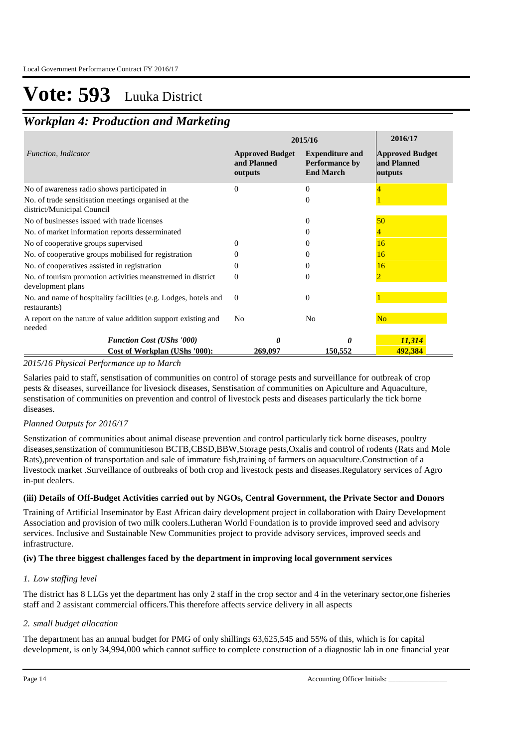# Vote: 593 Luuka District

## *Workplan 4: Production and Marketing*

| *Function, Indicator* | 2015/16 Approved Budget and Planned outputs | 2015/16 Expenditure and Performance by End March | 2016/17 Approved Budget and Planned outputs |
|---|---|---|---|
| No of awareness radio shows participated in | 0 | 0 | 4 |
| No. of trade sensitisation meetings organised at the district/Municipal Council | | 0 | 1 |
| No of businesses issued with trade licenses | | 0 | 50 |
| No. of market information reports desserminated | | 0 | 4 |
| No of cooperative groups supervised | 0 | 0 | 16 |
| No. of cooperative groups mobilised for registration | 0 | 0 | 16 |
| No. of cooperatives assisted in registration | 0 | 0 | 16 |
| No. of tourism promotion activities meanstremed in district development plans | 0 | 0 | 2 |
| No. and name of hospitality facilities (e.g. Lodges, hotels and restaurants) | 0 | 0 | 1 |
| A report on the nature of value addition support existing and needed | No | No | No |
| ***Function Cost (UShs '000)*** | ***0*** | ***0*** | ***11,314*** |
| **Cost of Workplan (UShs '000):** | **269,097** | **150,552** | **492,384** |

*2015/16 Physical Performance up to March*

Salaries paid to staff, senstisation of communities on control of storage pests and surveillance for outbreak of crop pests & diseases, surveillance for livesiock diseases, Senstisation of communities on Apiculture and Aquaculture, senstisation of communities on prevention and control of livestock pests and diseases particularly the tick borne diseases.

*Planned Outputs for 2016/17*

Senstization of communities about animal disease prevention and control particularly tick borne diseases, poultry diseases,senstization of communitieson BCTB,CBSD,BBW,Storage pests,Oxalis and control of rodents (Rats and Mole Rats),prevention of transportation and sale of immature fish,training of farmers on aquaculture.Construction of a livestock market .Surveillance of outbreaks of both crop and livestock pests and diseases.Regulatory services of Agro in-put dealers.

**(iii) Details of Off-Budget Activities carried out by NGOs, Central Government, the Private Sector and Donors**

Training of Artificial Inseminator by East African dairy development project in collaboration with Dairy Development Association and provision of two milk coolers.Lutheran World Foundation is to provide improved seed and advisory services. Inclusive and Sustainable New Communities project to provide advisory services, improved seeds and infrastructure.

**(iv) The three biggest challenges faced by the department in improving local government services**

*1. Low staffing level*

The district has 8 LLGs yet the department has only 2 staff in the crop sector and 4 in the veterinary sector,one fisheries staff and 2 assistant commercial officers.This therefore affects service delivery in all aspects

*2. small budget allocation*

The department has an annual budget for PMG of only shillings 63,625,545 and 55% of this, which is for capital development, is only 34,994,000 which cannot suffice to complete construction of a diagnostic lab in one financial year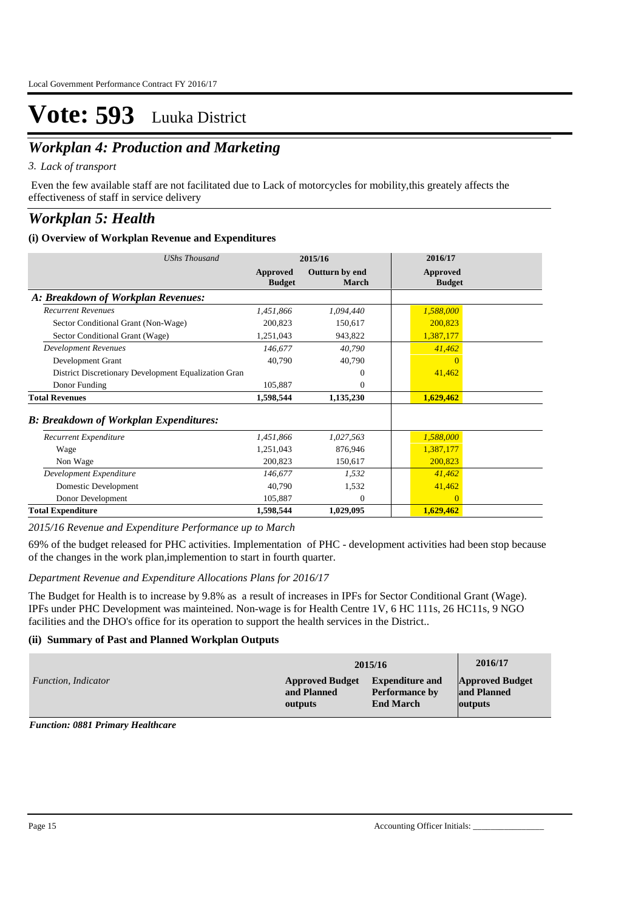# Vote: 593 Luuka District

## *Workplan 4: Production and Marketing*

*3. Lack of transport*

Even the few available staff are not facilitated due to Lack of motorcycles for mobility,this greately affects the effectiveness of staff in service delivery

## *Workplan 5: Health*

### (i) Overview of Workplan Revenue and Expenditures

| *UShs Thousand* | 2015/16 | | 2016/17 |
|---|---|---|---|
| | **Approved Budget** | **Outturn by end March** | **Approved Budget** |
| ***A: Breakdown of Workplan Revenues:*** | | | |
| *Recurrent Revenues* | *1,451,866* | *1,094,440* | *1,588,000* |
| Sector Conditional Grant (Non-Wage) | 200,823 | 150,617 | 200,823 |
| Sector Conditional Grant (Wage) | 1,251,043 | 943,822 | 1,387,177 |
| *Development Revenues* | *146,677* | *40,790* | *41,462* |
| Development Grant | 40,790 | 40,790 | 0 |
| District Discretionary Development Equalization Gran | | 0 | 41,462 |
| Donor Funding | 105,887 | 0 | |
| **Total Revenues** | **1,598,544** | **1,135,230** | **1,629,462** |
| ***B: Breakdown of Workplan Expenditures:*** | | | |
| *Recurrent Expenditure* | *1,451,866* | *1,027,563* | *1,588,000* |
| Wage | 1,251,043 | 876,946 | 1,387,177 |
| Non Wage | 200,823 | 150,617 | 200,823 |
| *Development Expenditure* | *146,677* | *1,532* | *41,462* |
| Domestic Development | 40,790 | 1,532 | 41,462 |
| Donor Development | 105,887 | 0 | 0 |
| **Total Expenditure** | **1,598,544** | **1,029,095** | **1,629,462** |

*2015/16 Revenue and Expenditure Performance up to March*

69% of the budget released for PHC activities. Implementation of PHC - development activities had been stop because of the changes in the work plan,implemention to start in fourth quarter.

*Department Revenue and Expenditure Allocations Plans for 2016/17*

The Budget for Health is to increase by 9.8% as a result of increases in IPFs for Sector Conditional Grant (Wage). IPFs under PHC Development was mainteined. Non-wage is for Health Centre 1V, 6 HC 111s, 26 HC11s, 9 NGO facilities and the DHO's office for its operation to support the health services in the District..

### (ii) Summary of Past and Planned Workplan Outputs

| | 2015/16 | | 2016/17 |
|---|---|---|---|
| *Function, Indicator* | **Approved Budget and Planned outputs** | **Expenditure and Performance by End March** | **Approved Budget and Planned outputs** |

***Function: 0881 Primary Healthcare***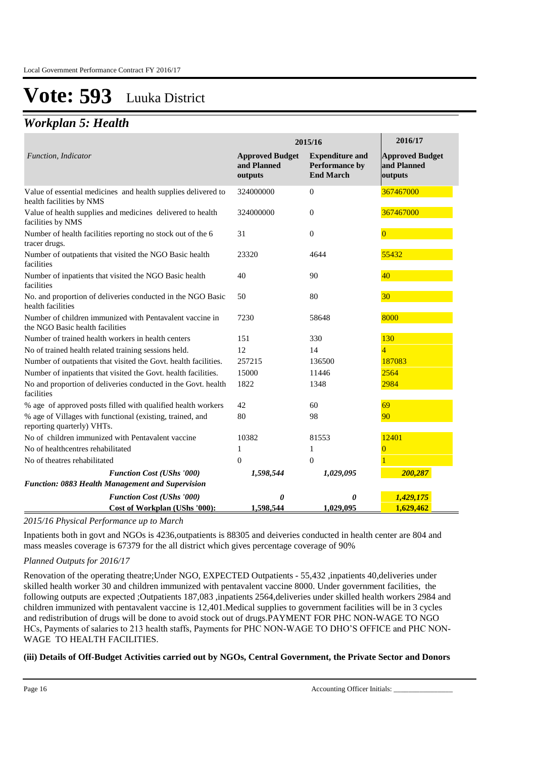# Vote: 593 Luuka District

## *Workplan 5: Health*

| *Function, Indicator* | 2015/16 | | 2016/17 |
|---|---|---|---|
| | **Approved Budget and Planned outputs** | **Expenditure and Performance by End March** | **Approved Budget and Planned outputs** |
| Value of essential medicines and health supplies delivered to health facilities by NMS | 324000000 | 0 | 367467000 |
| Value of health supplies and medicines delivered to health facilities by NMS | 324000000 | 0 | 367467000 |
| Number of health facilities reporting no stock out of the 6 tracer drugs. | 31 | 0 | 0 |
| Number of outpatients that visited the NGO Basic health facilities | 23320 | 4644 | 55432 |
| Number of inpatients that visited the NGO Basic health facilities | 40 | 90 | 40 |
| No. and proportion of deliveries conducted in the NGO Basic health facilities | 50 | 80 | 30 |
| Number of children immunized with Pentavalent vaccine in the NGO Basic health facilities | 7230 | 58648 | 8000 |
| Number of trained health workers in health centers | 151 | 330 | 130 |
| No of trained health related training sessions held. | 12 | 14 | 4 |
| Number of outpatients that visited the Govt. health facilities. | 257215 | 136500 | 187083 |
| Number of inpatients that visited the Govt. health facilities. | 15000 | 11446 | 2564 |
| No and proportion of deliveries conducted in the Govt. health facilities | 1822 | 1348 | 2984 |
| % age of approved posts filled with qualified health workers | 42 | 60 | 69 |
| % age of Villages with functional (existing, trained, and reporting quarterly) VHTs. | 80 | 98 | 90 |
| No of children immunized with Pentavalent vaccine | 10382 | 81553 | 12401 |
| No of healthcentres rehabilitated | 1 | 1 | 0 |
| No of theatres rehabilitated | 0 | 0 | 1 |
| ***Function Cost (UShs '000)*** | ***1,598,544*** | ***1,029,095*** | ***200,287*** |
| ***Function: 0883 Health Management and Supervision*** | | | |
| ***Function Cost (UShs '000)*** | ***0*** | ***0*** | ***1,429,175*** |
| **Cost of Workplan (UShs '000):** | **1,598,544** | **1,029,095** | **1,629,462** |

*2015/16 Physical Performance up to March*

Inpatients both in govt and NGOs is 4236,outpatients is 88305 and deiveries conducted in health center are 804 and mass measles coverage is 67379 for the all district which gives percentage coverage of 90%

*Planned Outputs for 2016/17*

Renovation of the operating theatre;Under NGO, EXPECTED Outpatients - 55,432 ,inpatients 40,deliveries under skilled health worker 30 and children immunized with pentavalent vaccine 8000. Under government facilities, the following outputs are expected ;Outpatients 187,083 ,inpatients 2564,deliveries under skilled health workers 2984 and children immunized with pentavalent vaccine is 12,401.Medical supplies to government facilities will be in 3 cycles and redistribution of drugs will be done to avoid stock out of drugs.PAYMENT FOR PHC NON-WAGE TO NGO HCs, Payments of salaries to 213 health staffs, Payments for PHC NON-WAGE TO DHO'S OFFICE and PHC NON-WAGE TO HEALTH FACILITIES.

**(iii) Details of Off-Budget Activities carried out by NGOs, Central Government, the Private Sector and Donors**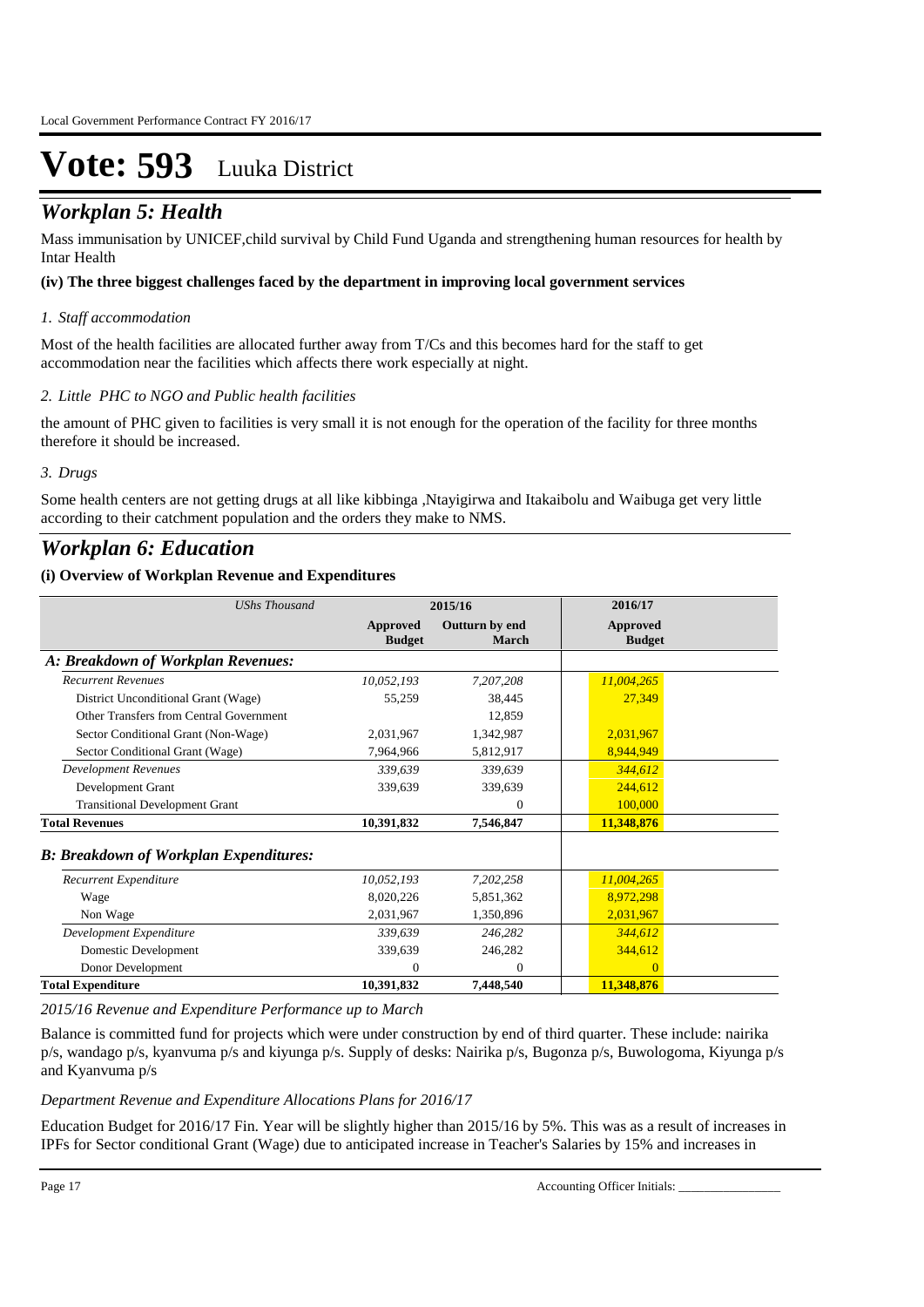# Vote: 593 Luuka District

## Workplan 5: Health

Mass immunisation by UNICEF,child survival by Child Fund Uganda and strengthening human resources for health by Intar Health

**(iv) The three biggest challenges faced by the department in improving local government services**

*1. Staff accommodation*

Most of the health facilities are allocated further away from T/Cs and this becomes hard for the staff to get accommodation near the facilities which affects there work especially at night.

*2. Little PHC to NGO and Public health facilities*

the amount of PHC given to facilities is very small it is not enough for the operation of the facility for three months therefore it should be increased.

*3. Drugs*

Some health centers are not getting drugs at all like kibbinga ,Ntayigirwa and Itakaibolu and Waibuga get very little according to their catchment population and the orders they make to NMS.

## Workplan 6: Education

**(i) Overview of Workplan Revenue and Expenditures**

| *UShs Thousand* | 2015/16 | | 2016/17 |
|---|---|---|---|
| | **Approved Budget** | **Outturn by end March** | **Approved Budget** |
| ***A: Breakdown of Workplan Revenues:*** | | | |
| *Recurrent Revenues* | *10,052,193* | *7,207,208* | *11,004,265* |
| District Unconditional Grant (Wage) | 55,259 | 38,445 | 27,349 |
| Other Transfers from Central Government | | 12,859 | |
| Sector Conditional Grant (Non-Wage) | 2,031,967 | 1,342,987 | 2,031,967 |
| Sector Conditional Grant (Wage) | 7,964,966 | 5,812,917 | 8,944,949 |
| *Development Revenues* | *339,639* | *339,639* | *344,612* |
| Development Grant | 339,639 | 339,639 | 244,612 |
| Transitional Development Grant | | 0 | 100,000 |
| **Total Revenues** | **10,391,832** | **7,546,847** | **11,348,876** |
| ***B: Breakdown of Workplan Expenditures:*** | | | |
| *Recurrent Expenditure* | *10,052,193* | *7,202,258* | *11,004,265* |
| Wage | 8,020,226 | 5,851,362 | 8,972,298 |
| Non Wage | 2,031,967 | 1,350,896 | 2,031,967 |
| *Development Expenditure* | *339,639* | *246,282* | *344,612* |
| Domestic Development | 339,639 | 246,282 | 344,612 |
| Donor Development | 0 | 0 | 0 |
| **Total Expenditure** | **10,391,832** | **7,448,540** | **11,348,876** |

*2015/16 Revenue and Expenditure Performance up to March*

Balance is committed fund for projects which were under construction by end of third quarter. These include: nairika p/s, wandago p/s, kyanvuma p/s and kiyunga p/s. Supply of desks: Nairika p/s, Bugonza p/s, Buwologoma, Kiyunga p/s and Kyanvuma p/s

*Department Revenue and Expenditure Allocations Plans for 2016/17*

Education Budget for 2016/17 Fin. Year will be slightly higher than 2015/16 by 5%. This was as a result of increases in IPFs for Sector conditional Grant (Wage) due to anticipated increase in Teacher's Salaries by 15% and increases in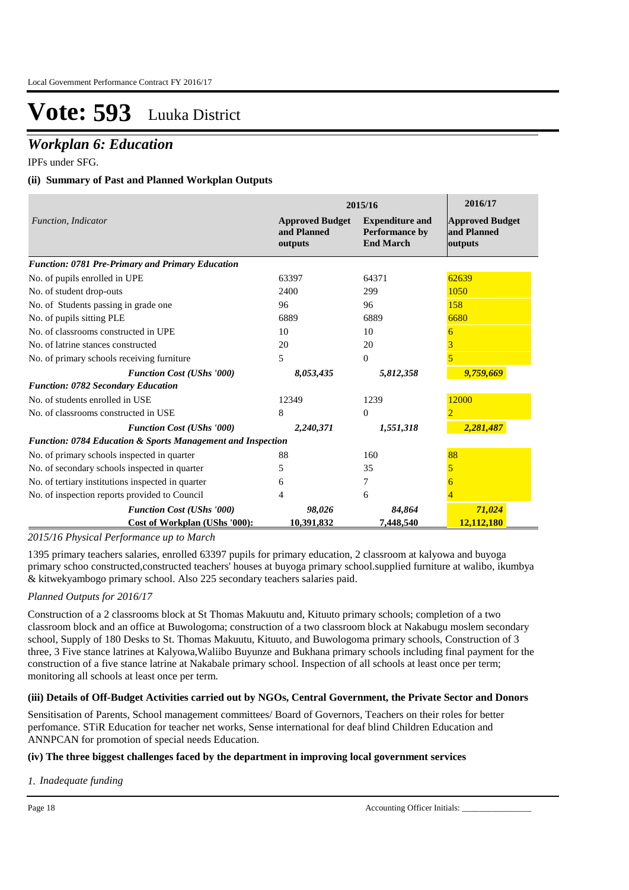# Vote: 593 Luuka District

## *Workplan 6: Education*

IPFs under SFG.

### (ii) Summary of Past and Planned Workplan Outputs

| *Function, Indicator* | 2015/16 | | 2016/17 |
|---|---|---|---|
| | **Approved Budget and Planned outputs** | **Expenditure and Performance by End March** | **Approved Budget and Planned outputs** |
| ***Function: 0781 Pre-Primary and Primary Education*** | | | |
| No. of pupils enrolled in UPE | 63397 | 64371 | 62639 |
| No. of student drop-outs | 2400 | 299 | 1050 |
| No. of Students passing in grade one | 96 | 96 | 158 |
| No. of pupils sitting PLE | 6889 | 6889 | 6680 |
| No. of classrooms constructed in UPE | 10 | 10 | 6 |
| No. of latrine stances constructed | 20 | 20 | 3 |
| No. of primary schools receiving furniture | 5 | 0 | 5 |
| ***Function Cost (UShs '000)*** | ***8,053,435*** | ***5,812,358*** | ***9,759,669*** |
| ***Function: 0782 Secondary Education*** | | | |
| No. of students enrolled in USE | 12349 | 1239 | 12000 |
| No. of classrooms constructed in USE | 8 | 0 | 2 |
| ***Function Cost (UShs '000)*** | ***2,240,371*** | ***1,551,318*** | ***2,281,487*** |
| ***Function: 0784 Education & Sports Management and Inspection*** | | | |
| No. of primary schools inspected in quarter | 88 | 160 | 88 |
| No. of secondary schools inspected in quarter | 5 | 35 | 5 |
| No. of tertiary institutions inspected in quarter | 6 | 7 | 6 |
| No. of inspection reports provided to Council | 4 | 6 | 4 |
| ***Function Cost (UShs '000)*** | ***98,026*** | ***84,864*** | ***71,024*** |
| **Cost of Workplan (UShs '000):** | **10,391,832** | **7,448,540** | **12,112,180** |

*2015/16 Physical Performance up to March*

1395 primary teachers salaries, enrolled 63397 pupils for primary education, 2 classroom at kalyowa and buyoga primary schoo constructed,constructed teachers' houses at buyoga primary school.supplied furniture at walibo, ikumbya & kitwekyambogo primary school. Also 225 secondary teachers salaries paid.

*Planned Outputs for 2016/17*

Construction of a 2 classrooms block at St Thomas Makuutu and, Kituuto primary schools; completion of a two classroom block and an office at Buwologoma; construction of a two classroom block at Nakabugu moslem secondary school, Supply of 180 Desks to St. Thomas Makuutu, Kituuto, and Buwologoma primary schools, Construction of 3 three, 3 Five stance latrines at Kalyowa,Waliibo Buyunze and Bukhana primary schools including final payment for the construction of a five stance latrine at Nakabale primary school. Inspection of all schools at least once per term; monitoring all schools at least once per term.

### (iii) Details of Off-Budget Activities carried out by NGOs, Central Government, the Private Sector and Donors

Sensitisation of Parents, School management committees/ Board of Governors, Teachers on their roles for better perfomance. STiR Education for teacher net works, Sense international for deaf blind Children Education and ANNPCAN for promotion of special needs Education.

### (iv) The three biggest challenges faced by the department in improving local government services

*1. Inadequate funding*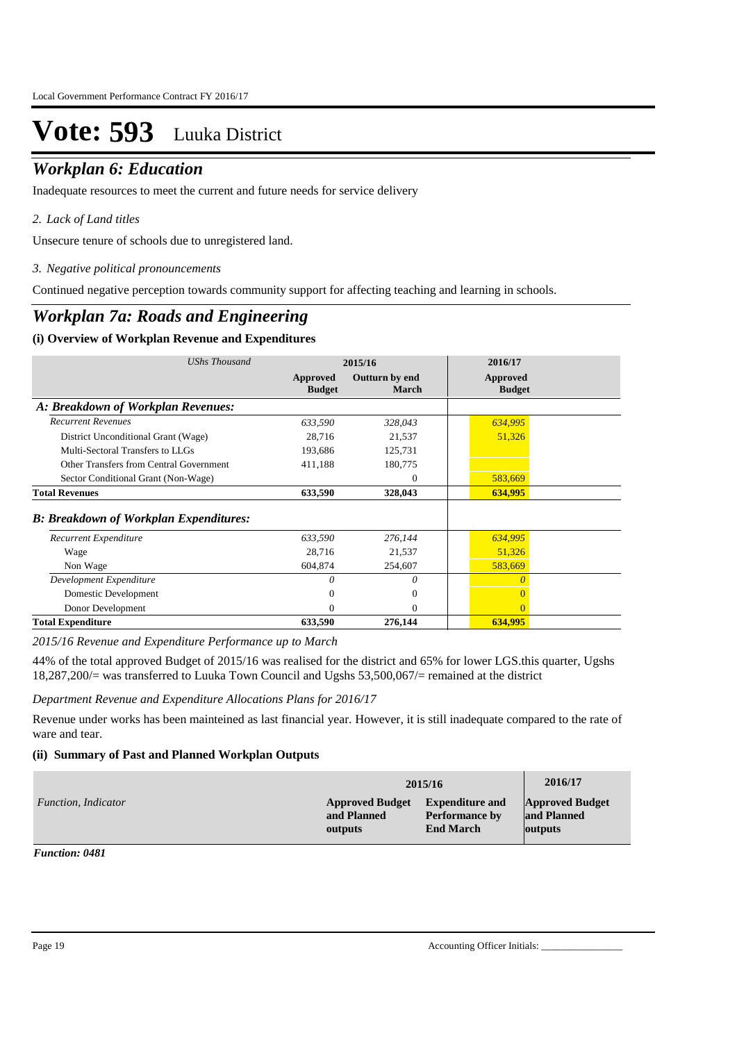# Vote: 593 Luuka District

## *Workplan 6: Education*

Inadequate resources to meet the current and future needs for service delivery

*2. Lack of Land titles*

Unsecure tenure of schools due to unregistered land.

*3. Negative political pronouncements*

Continued negative perception towards community support for affecting teaching and learning in schools.

## *Workplan 7a: Roads and Engineering*

### (i) Overview of Workplan Revenue and Expenditures

| *UShs Thousand* | 2015/16 | | 2016/17 |
|---|---|---|---|
| | **Approved Budget** | **Outturn by end March** | **Approved Budget** |
| ***A: Breakdown of Workplan Revenues:*** | | | |
| *Recurrent Revenues* | *633,590* | *328,043* | *634,995* |
| District Unconditional Grant (Wage) | 28,716 | 21,537 | 51,326 |
| Multi-Sectoral Transfers to LLGs | 193,686 | 125,731 | |
| Other Transfers from Central Government | 411,188 | 180,775 | |
| Sector Conditional Grant (Non-Wage) | | 0 | 583,669 |
| **Total Revenues** | **633,590** | **328,043** | **634,995** |
| ***B: Breakdown of Workplan Expenditures:*** | | | |
| *Recurrent Expenditure* | *633,590* | *276,144* | *634,995* |
| Wage | 28,716 | 21,537 | 51,326 |
| Non Wage | 604,874 | 254,607 | 583,669 |
| *Development Expenditure* | *0* | *0* | *0* |
| Domestic Development | 0 | 0 | 0 |
| Donor Development | 0 | 0 | 0 |
| **Total Expenditure** | **633,590** | **276,144** | **634,995** |

*2015/16 Revenue and Expenditure Performance up to March*

44% of the total approved Budget of 2015/16 was realised for the district and 65% for lower LGS.this quarter, Ugshs 18,287,200/= was transferred to Luuka Town Council and Ugshs 53,500,067/= remained at the district

*Department Revenue and Expenditure Allocations Plans for 2016/17*

Revenue under works has been mainteined as last financial year. However, it is still inadequate compared to the rate of ware and tear.

### (ii) Summary of Past and Planned Workplan Outputs

| *Function, Indicator* | 2015/16 | | 2016/17 |
|---|---|---|---|
| | **Approved Budget and Planned outputs** | **Expenditure and Performance by End March** | **Approved Budget and Planned outputs** |

***Function: 0481***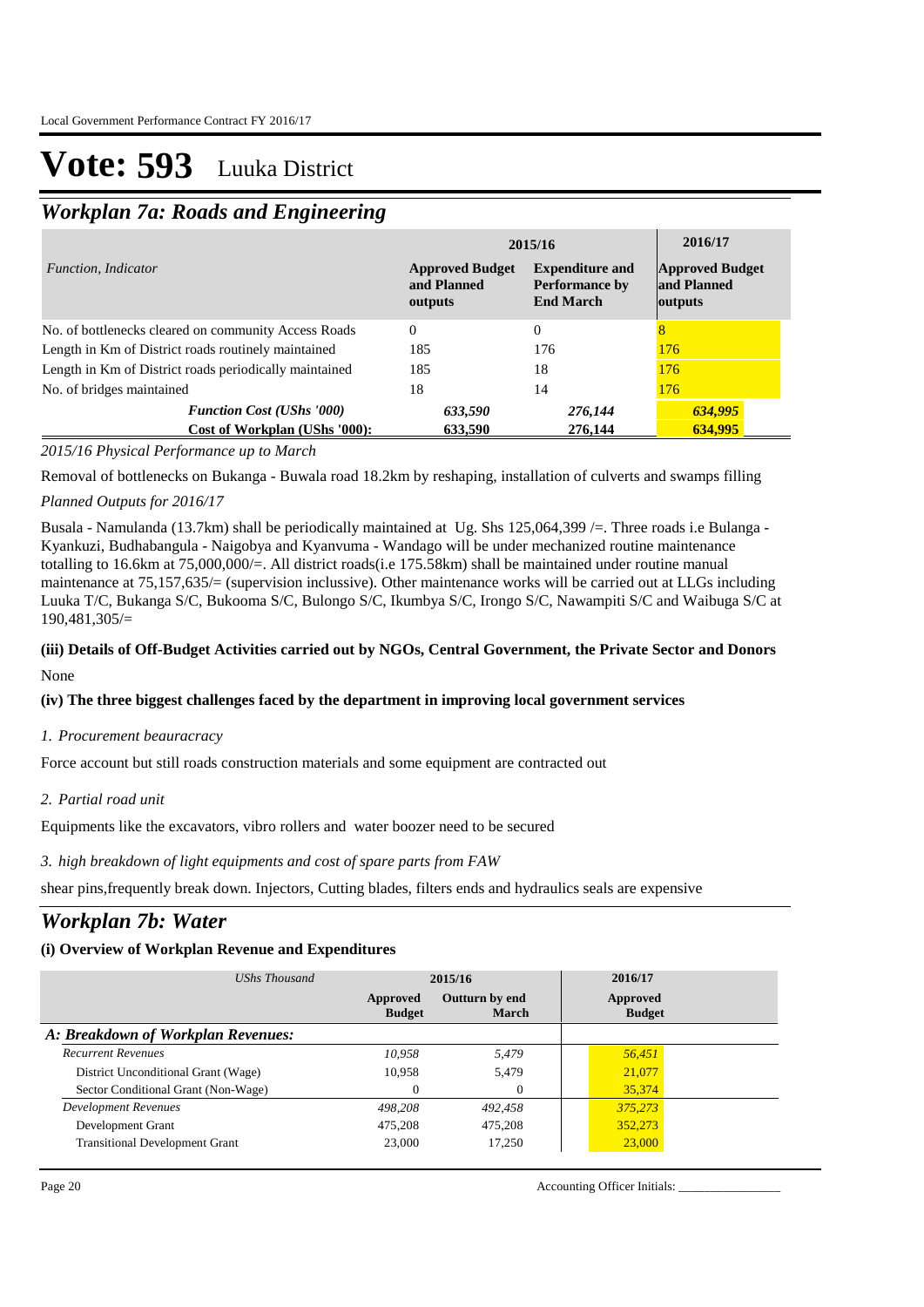# Vote: 593 Luuka District

## *Workplan 7a: Roads and Engineering*

| *Function, Indicator* | 2015/16 Approved Budget and Planned outputs | 2015/16 Expenditure and Performance by End March | 2016/17 Approved Budget and Planned outputs |
|---|---|---|---|
| No. of bottlenecks cleared on community Access Roads | 0 | 0 | 8 |
| Length in Km of District roads routinely maintained | 185 | 176 | 176 |
| Length in Km of District roads periodically maintained | 185 | 18 | 176 |
| No. of bridges maintained | 18 | 14 | 176 |
| ***Function Cost (UShs '000)*** | ***633,590*** | ***276,144*** | ***634,995*** |
| **Cost of Workplan (UShs '000):** | **633,590** | **276,144** | **634,995** |

*2015/16 Physical Performance up to March*

Removal of bottlenecks on Bukanga - Buwala road 18.2km by reshaping, installation of culverts and swamps filling

*Planned Outputs for 2016/17*

Busala - Namulanda (13.7km) shall be periodically maintained at Ug. Shs 125,064,399 /=. Three roads i.e Bulanga - Kyankuzi, Budhabangula - Naigobya and Kyanvuma - Wandago will be under mechanized routine maintenance totalling to 16.6km at 75,000,000/=. All district roads(i.e 175.58km) shall be maintained under routine manual maintenance at 75,157,635/= (supervision inclussive). Other maintenance works will be carried out at LLGs including Luuka T/C, Bukanga S/C, Bukooma S/C, Bulongo S/C, Ikumbya S/C, Irongo S/C, Nawampiti S/C and Waibuga S/C at 190,481,305/=

### (iii) Details of Off-Budget Activities carried out by NGOs, Central Government, the Private Sector and Donors

None

### (iv) The three biggest challenges faced by the department in improving local government services

*1. Procurement beauracracy*

Force account but still roads construction materials and some equipment are contracted out

*2. Partial road unit*

Equipments like the excavators, vibro rollers and water boozer need to be secured

*3. high breakdown of light equipments and cost of spare parts from FAW*

shear pins,frequently break down. Injectors, Cutting blades, filters ends and hydraulics seals are expensive

## *Workplan 7b: Water*

### (i) Overview of Workplan Revenue and Expenditures

| *UShs Thousand* | 2015/16 Approved Budget | 2015/16 Outturn by end March | 2016/17 Approved Budget |
|---|---|---|---|
| ***A: Breakdown of Workplan Revenues:*** | | | |
| *Recurrent Revenues* | *10,958* | *5,479* | *56,451* |
| District Unconditional Grant (Wage) | 10,958 | 5,479 | 21,077 |
| Sector Conditional Grant (Non-Wage) | 0 | 0 | 35,374 |
| *Development Revenues* | *498,208* | *492,458* | *375,273* |
| Development Grant | 475,208 | 475,208 | 352,273 |
| Transitional Development Grant | 23,000 | 17,250 | 23,000 |

Accounting Officer Initials: ________________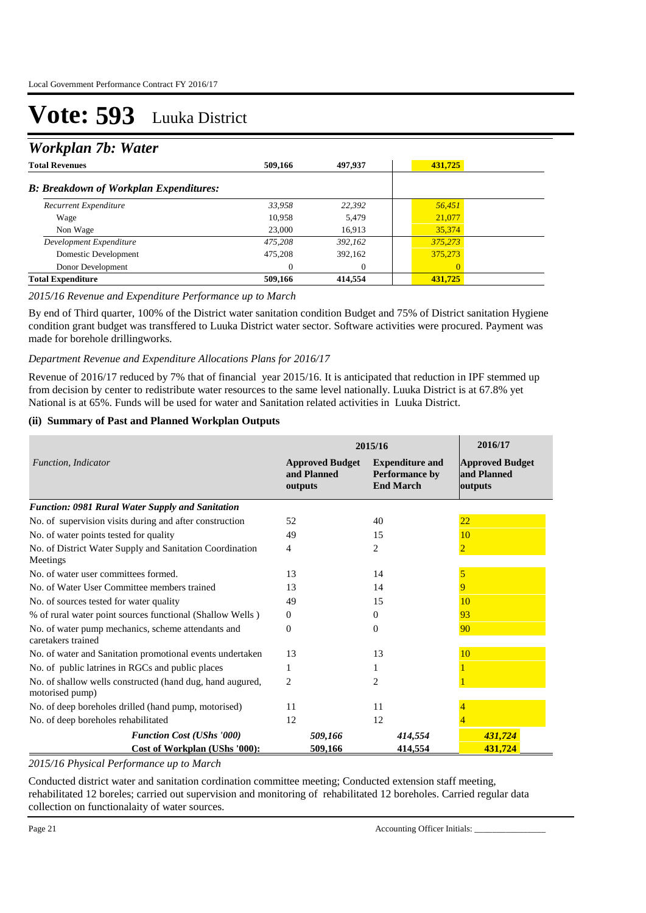# Vote: 593 Luuka District

## *Workplan 7b: Water*

| | | | |
|---|---|---|---|
| **Total Revenues** | **509,166** | **497,937** | **431,725** |
| ***B: Breakdown of Workplan Expenditures:*** | | | |
| *Recurrent Expenditure* | *33,958* | *22,392* | *56,451* |
| Wage | 10,958 | 5,479 | 21,077 |
| Non Wage | 23,000 | 16,913 | 35,374 |
| *Development Expenditure* | *475,208* | *392,162* | *375,273* |
| Domestic Development | 475,208 | 392,162 | 375,273 |
| Donor Development | 0 | 0 | 0 |
| **Total Expenditure** | **509,166** | **414,554** | **431,725** |

*2015/16 Revenue and Expenditure Performance up to March*

By end of Third quarter, 100% of the District water sanitation condition Budget and 75% of District sanitation Hygiene condition grant budget was transffered to Luuka District water sector. Software activities were procured. Payment was made for borehole drillingworks.

*Department Revenue and Expenditure Allocations Plans for 2016/17*

Revenue of 2016/17 reduced by 7% that of financial year 2015/16. It is anticipated that reduction in IPF stemmed up from decision by center to redistribute water resources to the same level nationally. Luuka District is at 67.8% yet National is at 65%. Funds will be used for water and Sanitation related activities in Luuka District.

### (ii) Summary of Past and Planned Workplan Outputs

| | 2015/16 | | 2016/17 |
|---|---|---|---|
| *Function, Indicator* | **Approved Budget and Planned outputs** | **Expenditure and Performance by End March** | **Approved Budget and Planned outputs** |
| ***Function: 0981 Rural Water Supply and Sanitation*** | | | |
| No. of supervision visits during and after construction | 52 | 40 | 22 |
| No. of water points tested for quality | 49 | 15 | 10 |
| No. of District Water Supply and Sanitation Coordination Meetings | 4 | 2 | 2 |
| No. of water user committees formed. | 13 | 14 | 5 |
| No. of Water User Committee members trained | 13 | 14 | 9 |
| No. of sources tested for water quality | 49 | 15 | 10 |
| % of rural water point sources functional (Shallow Wells ) | 0 | 0 | 93 |
| No. of water pump mechanics, scheme attendants and caretakers trained | 0 | 0 | 90 |
| No. of water and Sanitation promotional events undertaken | 13 | 13 | 10 |
| No. of public latrines in RGCs and public places | 1 | 1 | 1 |
| No. of shallow wells constructed (hand dug, hand augured, motorised pump) | 2 | 2 | 1 |
| No. of deep boreholes drilled (hand pump, motorised) | 11 | 11 | 4 |
| No. of deep boreholes rehabilitated | 12 | 12 | 4 |
| ***Function Cost (UShs '000)*** | *509,166* | *414,554* | *431,724* |
| **Cost of Workplan (UShs '000):** | **509,166** | **414,554** | **431,724** |

*2015/16 Physical Performance up to March*

Conducted district water and sanitation cordination committee meeting; Conducted extension staff meeting, rehabilitated 12 boreles; carried out supervision and monitoring of rehabilitated 12 boreholes. Carried regular data collection on functionalaity of water sources.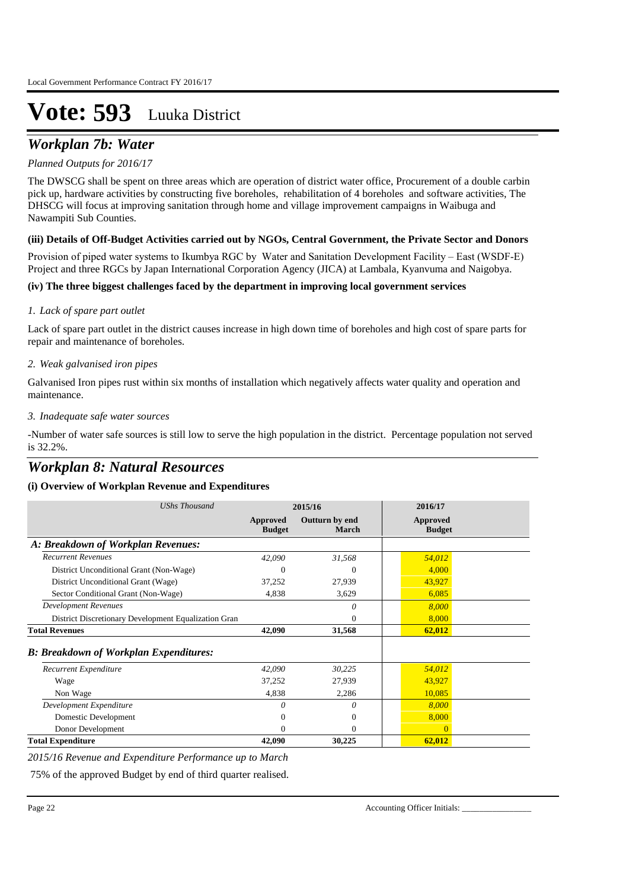# Vote: 593 Luuka District

## *Workplan 7b: Water*

*Planned Outputs for 2016/17*

The DWSCG shall be spent on three areas which are operation of district water office, Procurement of a double carbin pick up, hardware activities by constructing five boreholes, rehabilitation of 4 boreholes and software activities, The DHSCG will focus at improving sanitation through home and village improvement campaigns in Waibuga and Nawampiti Sub Counties.

**(iii) Details of Off-Budget Activities carried out by NGOs, Central Government, the Private Sector and Donors**

Provision of piped water systems to Ikumbya RGC by Water and Sanitation Development Facility – East (WSDF-E) Project and three RGCs by Japan International Corporation Agency (JICA) at Lambala, Kyanvuma and Naigobya.

**(iv) The three biggest challenges faced by the department in improving local government services**

*1. Lack of spare part outlet*

Lack of spare part outlet in the district causes increase in high down time of boreholes and high cost of spare parts for repair and maintenance of boreholes.

*2. Weak galvanised iron pipes*

Galvanised Iron pipes rust within six months of installation which negatively affects water quality and operation and maintenance.

*3. Inadequate safe water sources*

-Number of water safe sources is still low to serve the high population in the district. Percentage population not served is 32.2%.

## *Workplan 8: Natural Resources*

**(i) Overview of Workplan Revenue and Expenditures**

| *UShs Thousand* | 2015/16 | | 2016/17 |
|---|---|---|---|
| | **Approved Budget** | **Outturn by end March** | **Approved Budget** |
| ***A: Breakdown of Workplan Revenues:*** | | | |
| *Recurrent Revenues* | *42,090* | *31,568* | *54,012* |
| District Unconditional Grant (Non-Wage) | 0 | 0 | 4,000 |
| District Unconditional Grant (Wage) | 37,252 | 27,939 | 43,927 |
| Sector Conditional Grant (Non-Wage) | 4,838 | 3,629 | 6,085 |
| *Development Revenues* | | *0* | *8,000* |
| District Discretionary Development Equalization Gran | | 0 | 8,000 |
| **Total Revenues** | **42,090** | **31,568** | **62,012** |
| ***B: Breakdown of Workplan Expenditures:*** | | | |
| *Recurrent Expenditure* | *42,090* | *30,225* | *54,012* |
| Wage | 37,252 | 27,939 | 43,927 |
| Non Wage | 4,838 | 2,286 | 10,085 |
| *Development Expenditure* | *0* | *0* | *8,000* |
| Domestic Development | 0 | 0 | 8,000 |
| Donor Development | 0 | 0 | 0 |
| **Total Expenditure** | **42,090** | **30,225** | **62,012** |

*2015/16 Revenue and Expenditure Performance up to March*

75% of the approved Budget by end of third quarter realised.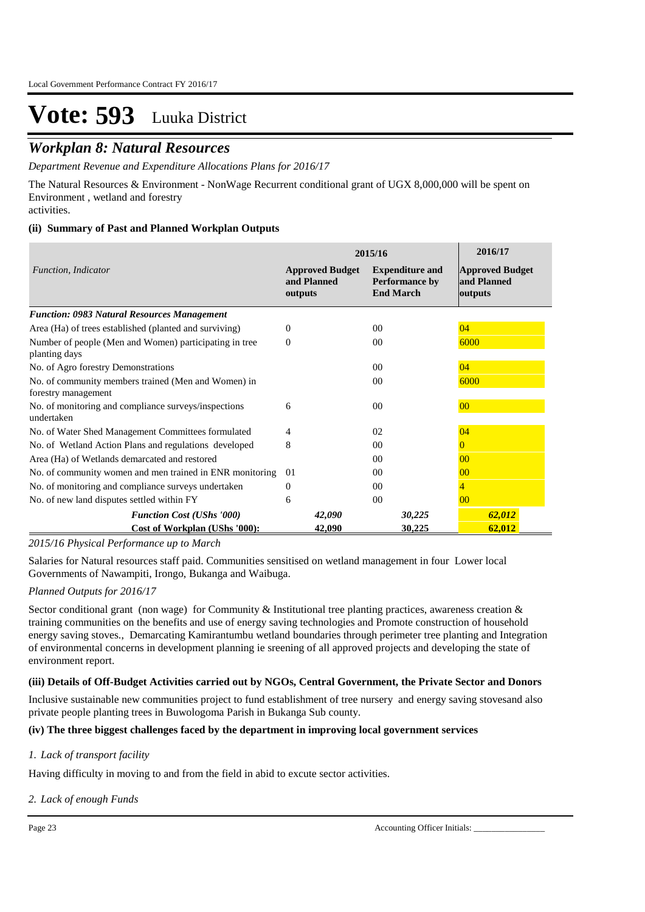# Vote: 593 Luuka District

## *Workplan 8: Natural Resources*

*Department Revenue and Expenditure Allocations Plans for 2016/17*

The Natural Resources & Environment - NonWage Recurrent conditional grant of UGX 8,000,000 will be spent on Environment , wetland and forestry activities.

### (ii) Summary of Past and Planned Workplan Outputs

| *Function, Indicator* | 2015/16 | | 2016/17 |
|---|---|---|---|
| | **Approved Budget and Planned outputs** | **Expenditure and Performance by End March** | **Approved Budget and Planned outputs** |
| ***Function: 0983 Natural Resources Management*** | | | |
| Area (Ha) of trees established (planted and surviving) | 0 | 00 | 04 |
| Number of people (Men and Women) participating in tree planting days | 0 | 00 | 6000 |
| No. of Agro forestry Demonstrations | | 00 | 04 |
| No. of community members trained (Men and Women) in forestry management | | 00 | 6000 |
| No. of monitoring and compliance surveys/inspections undertaken | 6 | 00 | 00 |
| No. of Water Shed Management Committees formulated | 4 | 02 | 04 |
| No. of Wetland Action Plans and regulations developed | 8 | 00 | 0 |
| Area (Ha) of Wetlands demarcated and restored | | 00 | 00 |
| No. of community women and men trained in ENR monitoring | 01 | 00 | 00 |
| No. of monitoring and compliance surveys undertaken | 0 | 00 | 4 |
| No. of new land disputes settled within FY | 6 | 00 | 00 |
| ***Function Cost (UShs '000)*** | ***42,090*** | ***30,225*** | ***62,012*** |
| **Cost of Workplan (UShs '000):** | **42,090** | **30,225** | **62,012** |

*2015/16 Physical Performance up to March*

Salaries for Natural resources staff paid. Communities sensitised on wetland management in four Lower local Governments of Nawampiti, Irongo, Bukanga and Waibuga.

*Planned Outputs for 2016/17*

Sector conditional grant (non wage) for Community & Institutional tree planting practices, awareness creation & training communities on the benefits and use of energy saving technologies and Promote construction of household energy saving stoves., Demarcating Kamirantumbu wetland boundaries through perimeter tree planting and Integration of environmental concerns in development planning ie sreening of all approved projects and developing the state of environment report.

### (iii) Details of Off-Budget Activities carried out by NGOs, Central Government, the Private Sector and Donors

Inclusive sustainable new communities project to fund establishment of tree nursery and energy saving stovesand also private people planting trees in Buwologoma Parish in Bukanga Sub county.

### (iv) The three biggest challenges faced by the department in improving local government services

*1. Lack of transport facility*

Having difficulty in moving to and from the field in abid to excute sector activities.

*2. Lack of enough Funds*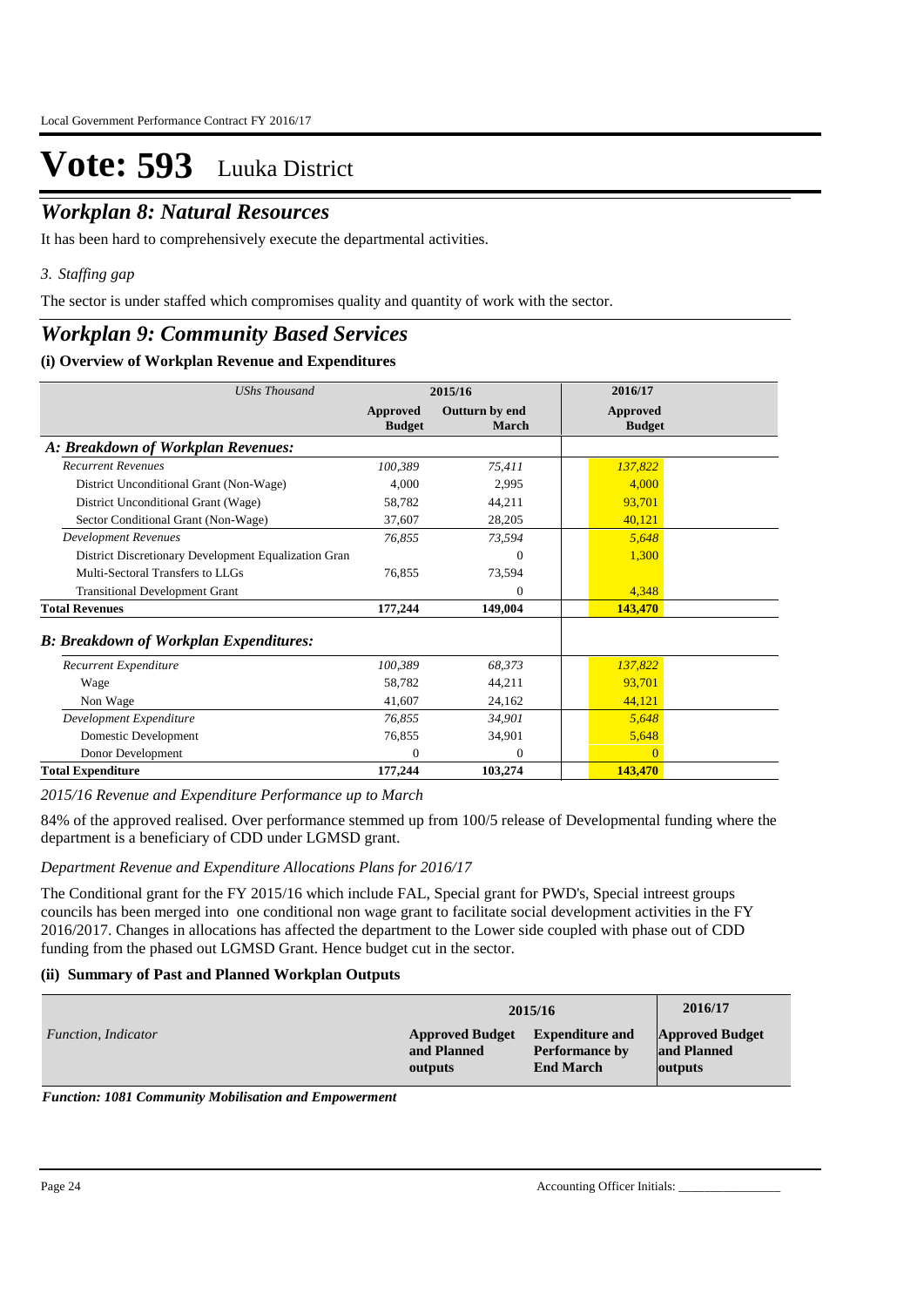# Vote: 593 Luuka District

## *Workplan 8: Natural Resources*

It has been hard to comprehensively execute the departmental activities.

*3. Staffing gap*

The sector is under staffed which compromises quality and quantity of work with the sector.

## *Workplan 9: Community Based Services*

### (i) Overview of Workplan Revenue and Expenditures

| *UShs Thousand* | 2015/16 | | 2016/17 |
|---|---|---|---|
| | **Approved Budget** | **Outturn by end March** | **Approved Budget** |
| ***A: Breakdown of Workplan Revenues:*** | | | |
| *Recurrent Revenues* | *100,389* | *75,411* | *137,822* |
| District Unconditional Grant (Non-Wage) | 4,000 | 2,995 | 4,000 |
| District Unconditional Grant (Wage) | 58,782 | 44,211 | 93,701 |
| Sector Conditional Grant (Non-Wage) | 37,607 | 28,205 | 40,121 |
| *Development Revenues* | *76,855* | *73,594* | *5,648* |
| District Discretionary Development Equalization Gran | | 0 | 1,300 |
| Multi-Sectoral Transfers to LLGs | 76,855 | 73,594 | |
| Transitional Development Grant | | 0 | 4,348 |
| **Total Revenues** | **177,244** | **149,004** | **143,470** |
| ***B: Breakdown of Workplan Expenditures:*** | | | |
| *Recurrent Expenditure* | *100,389* | *68,373* | *137,822* |
| Wage | 58,782 | 44,211 | 93,701 |
| Non Wage | 41,607 | 24,162 | 44,121 |
| *Development Expenditure* | *76,855* | *34,901* | *5,648* |
| Domestic Development | 76,855 | 34,901 | 5,648 |
| Donor Development | 0 | 0 | 0 |
| **Total Expenditure** | **177,244** | **103,274** | **143,470** |

*2015/16 Revenue and Expenditure Performance up to March*

84% of the approved realised. Over performance stemmed up from 100/5 release of Developmental funding where the department is a beneficiary of CDD under LGMSD grant.

*Department Revenue and Expenditure Allocations Plans for 2016/17*

The Conditional grant for the FY 2015/16 which include FAL, Special grant for PWD's, Special intreest groups councils has been merged into one conditional non wage grant to facilitate social development activities in the FY 2016/2017. Changes in allocations has affected the department to the Lower side coupled with phase out of CDD funding from the phased out LGMSD Grant. Hence budget cut in the sector.

### (ii) Summary of Past and Planned Workplan Outputs

| *Function, Indicator* | 2015/16 | | 2016/17 |
|---|---|---|---|
| | **Approved Budget and Planned outputs** | **Expenditure and Performance by End March** | **Approved Budget and Planned outputs** |

***Function: 1081 Community Mobilisation and Empowerment***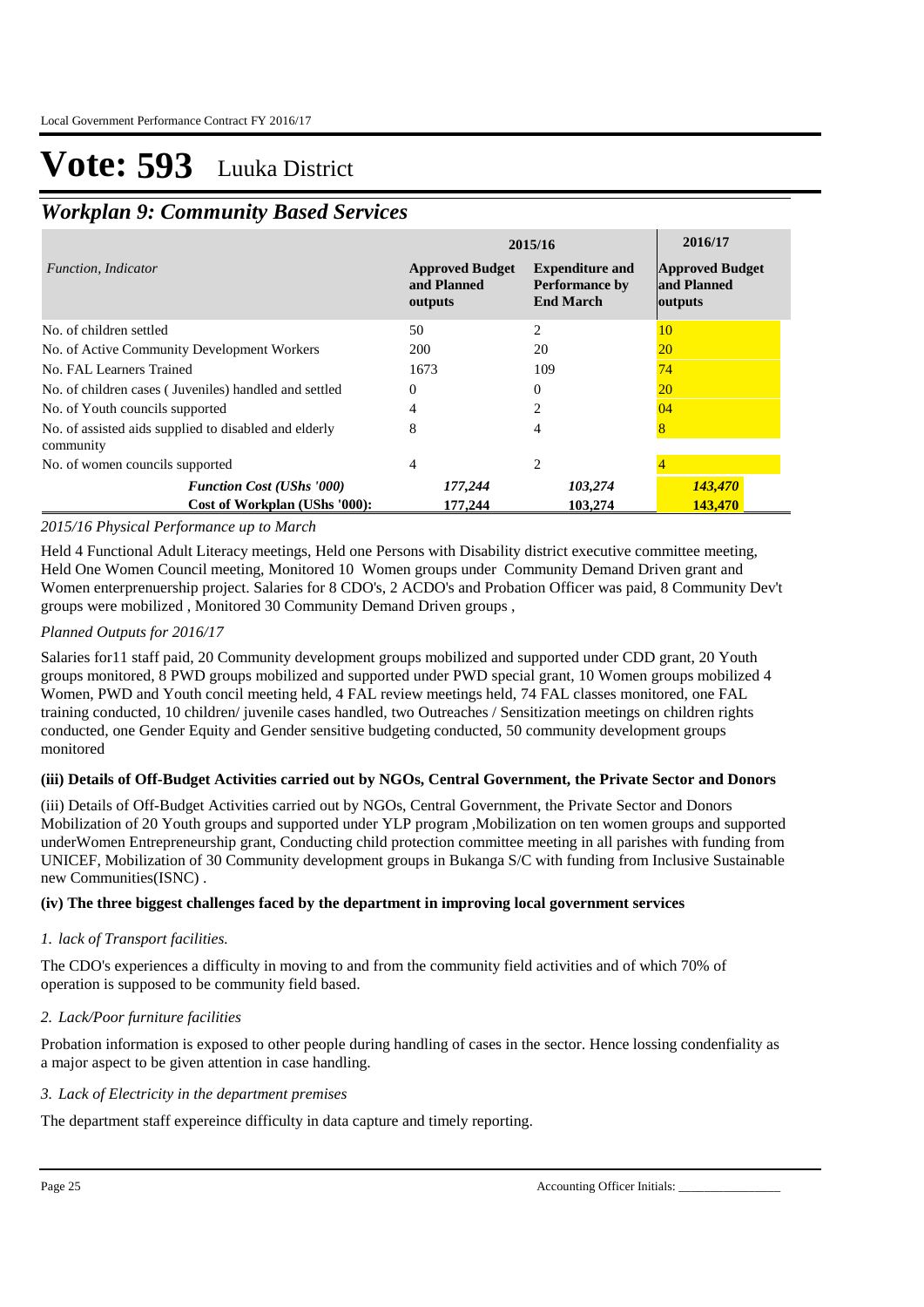# Vote: 593 Luuka District

## *Workplan 9: Community Based Services*

| *Function, Indicator* | 2015/16 Approved Budget and Planned outputs | 2015/16 Expenditure and Performance by End March | 2016/17 Approved Budget and Planned outputs |
|---|---|---|---|
| No. of children settled | 50 | 2 | 10 |
| No. of Active Community Development Workers | 200 | 20 | 20 |
| No. FAL Learners Trained | 1673 | 109 | 74 |
| No. of children cases ( Juveniles) handled and settled | 0 | 0 | 20 |
| No. of Youth councils supported | 4 | 2 | 04 |
| No. of assisted aids supplied to disabled and elderly community | 8 | 4 | 8 |
| No. of women councils supported | 4 | 2 | 4 |
| ***Function Cost (UShs '000)*** | ***177,244*** | ***103,274*** | ***143,470*** |
| **Cost of Workplan (UShs '000):** | **177,244** | **103,274** | **143,470** |

*2015/16 Physical Performance up to March*

Held 4 Functional Adult Literacy meetings, Held one Persons with Disability district executive committee meeting, Held One Women Council meeting, Monitored 10 Women groups under Community Demand Driven grant and Women enterprenuership project. Salaries for 8 CDO's, 2 ACDO's and Probation Officer was paid, 8 Community Dev't groups were mobilized , Monitored 30 Community Demand Driven groups ,

*Planned Outputs for 2016/17*

Salaries for11 staff paid, 20 Community development groups mobilized and supported under CDD grant, 20 Youth groups monitored, 8 PWD groups mobilized and supported under PWD special grant, 10 Women groups mobilized 4 Women, PWD and Youth concil meeting held, 4 FAL review meetings held, 74 FAL classes monitored, one FAL training conducted, 10 children/ juvenile cases handled, two Outreaches / Sensitization meetings on children rights conducted, one Gender Equity and Gender sensitive budgeting conducted, 50 community development groups monitored

**(iii) Details of Off-Budget Activities carried out by NGOs, Central Government, the Private Sector and Donors**

(iii) Details of Off-Budget Activities carried out by NGOs, Central Government, the Private Sector and Donors Mobilization of 20 Youth groups and supported under YLP program ,Mobilization on ten women groups and supported underWomen Entrepreneurship grant, Conducting child protection committee meeting in all parishes with funding from UNICEF, Mobilization of 30 Community development groups in Bukanga S/C with funding from Inclusive Sustainable new Communities(ISNC) .

**(iv) The three biggest challenges faced by the department in improving local government services**

*1. lack of Transport facilities.*

The CDO's experiences a difficulty in moving to and from the community field activities and of which 70% of operation is supposed to be community field based.

*2. Lack/Poor furniture facilities*

Probation information is exposed to other people during handling of cases in the sector. Hence lossing condenfiality as a major aspect to be given attention in case handling.

*3. Lack of Electricity in the department premises*

The department staff expereince difficulty in data capture and timely reporting.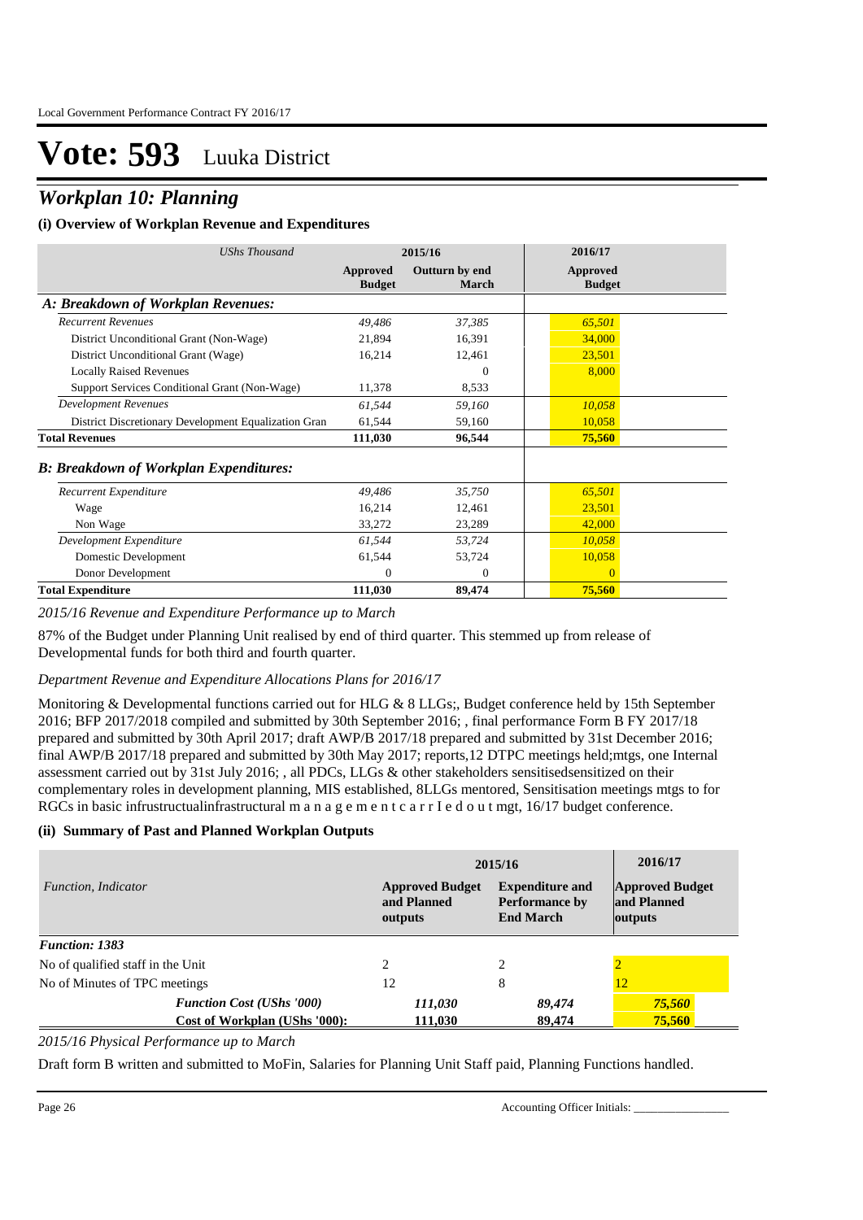# Vote: 593 Luuka District

## *Workplan 10: Planning*

### (i) Overview of Workplan Revenue and Expenditures

| *UShs Thousand* | 2015/16 | | 2016/17 |
|---|---|---|---|
| | **Approved Budget** | **Outturn by end March** | **Approved Budget** |
| ***A: Breakdown of Workplan Revenues:*** | | | |
| *Recurrent Revenues* | *49,486* | *37,385* | *65,501* |
| District Unconditional Grant (Non-Wage) | 21,894 | 16,391 | 34,000 |
| District Unconditional Grant (Wage) | 16,214 | 12,461 | 23,501 |
| Locally Raised Revenues | | 0 | 8,000 |
| Support Services Conditional Grant (Non-Wage) | 11,378 | 8,533 | |
| *Development Revenues* | *61,544* | *59,160* | *10,058* |
| District Discretionary Development Equalization Gran | 61,544 | 59,160 | 10,058 |
| **Total Revenues** | **111,030** | **96,544** | **75,560** |
| ***B: Breakdown of Workplan Expenditures:*** | | | |
| *Recurrent Expenditure* | *49,486* | *35,750* | *65,501* |
| Wage | 16,214 | 12,461 | 23,501 |
| Non Wage | 33,272 | 23,289 | 42,000 |
| *Development Expenditure* | *61,544* | *53,724* | *10,058* |
| Domestic Development | 61,544 | 53,724 | 10,058 |
| Donor Development | 0 | 0 | 0 |
| **Total Expenditure** | **111,030** | **89,474** | **75,560** |

*2015/16 Revenue and Expenditure Performance up to March*

87% of the Budget under Planning Unit realised by end of third quarter. This stemmed up from release of Developmental funds for both third and fourth quarter.

*Department Revenue and Expenditure Allocations Plans for 2016/17*

Monitoring & Developmental functions carried out for HLG & 8 LLGs;, Budget conference held by 15th September 2016; BFP 2017/2018 compiled and submitted by 30th September 2016; , final performance Form B FY 2017/18 prepared and submitted by 30th April 2017; draft AWP/B 2017/18 prepared and submitted by 31st December 2016; final AWP/B 2017/18 prepared and submitted by 30th May 2017; reports,12 DTPC meetings held;mtgs, one Internal assessment carried out by 31st July 2016; , all PDCs, LLGs & other stakeholders sensitisedsensitized on their complementary roles in development planning, MIS established, 8LLGs mentored, Sensitisation meetings mtgs to for RGCs in basic infrustructualinfrastructural m a n a g e m e n t c a r r I e d o u t mgt, 16/17 budget conference.

### (ii) Summary of Past and Planned Workplan Outputs

| *Function, Indicator* | 2015/16 | | 2016/17 |
|---|---|---|---|
| | **Approved Budget and Planned outputs** | **Expenditure and Performance by End March** | **Approved Budget and Planned outputs** |
| ***Function: 1383*** | | | |
| No of qualified staff in the Unit | 2 | 2 | 2 |
| No of Minutes of TPC meetings | 12 | 8 | 12 |
| ***Function Cost (UShs '000)*** | *111,030* | *89,474* | *75,560* |
| **Cost of Workplan (UShs '000):** | **111,030** | **89,474** | **75,560** |

*2015/16 Physical Performance up to March*

Draft form B written and submitted to MoFin, Salaries for Planning Unit Staff paid, Planning Functions handled.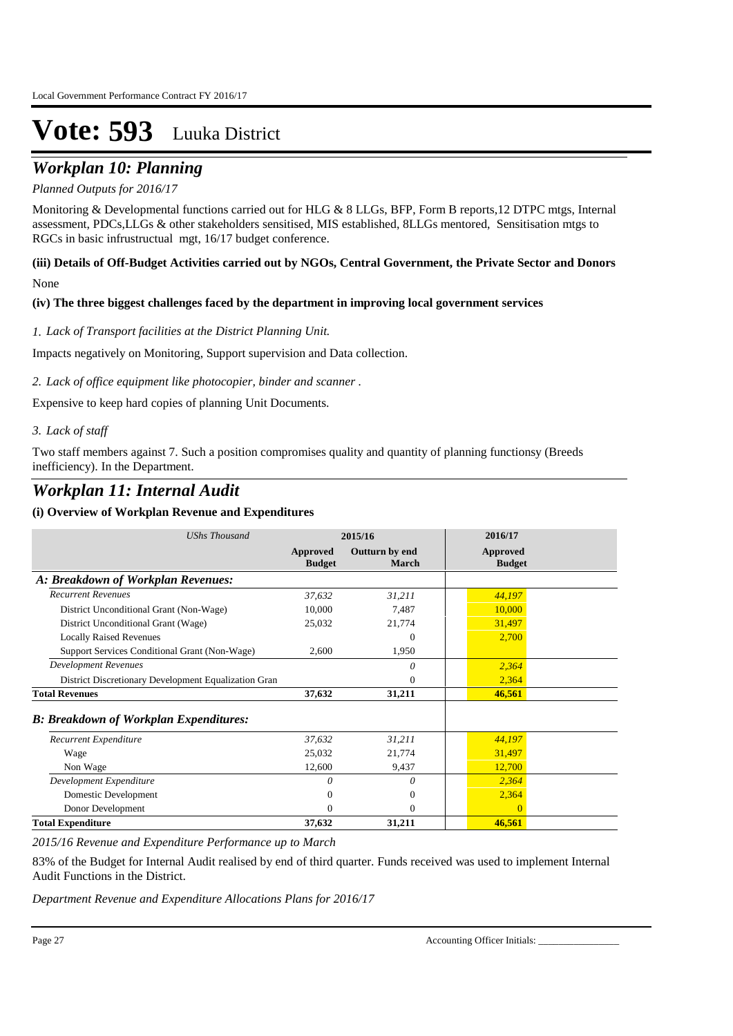# Vote: 593 Luuka District

## *Workplan 10: Planning*

*Planned Outputs for 2016/17*

Monitoring & Developmental functions carried out for HLG & 8 LLGs, BFP, Form B reports,12 DTPC mtgs, Internal assessment, PDCs,LLGs & other stakeholders sensitised, MIS established, 8LLGs mentored, Sensitisation mtgs to RGCs in basic infrustructual mgt, 16/17 budget conference.

**(iii) Details of Off-Budget Activities carried out by NGOs, Central Government, the Private Sector and Donors**

None

**(iv) The three biggest challenges faced by the department in improving local government services**

*1. Lack of Transport facilities at the District Planning Unit.*

Impacts negatively on Monitoring, Support supervision and Data collection.

*2. Lack of office equipment like photocopier, binder and scanner .*

Expensive to keep hard copies of planning Unit Documents.

*3. Lack of staff*

Two staff members against 7. Such a position compromises quality and quantity of planning functionsy (Breeds inefficiency). In the Department.

## *Workplan 11: Internal Audit*

**(i) Overview of Workplan Revenue and Expenditures**

| *UShs Thousand* | 2015/16 | | 2016/17 |
|---|---|---|---|
| | **Approved Budget** | **Outturn by end March** | **Approved Budget** |
| ***A: Breakdown of Workplan Revenues:*** | | | |
| *Recurrent Revenues* | *37,632* | *31,211* | *44,197* |
| District Unconditional Grant (Non-Wage) | 10,000 | 7,487 | 10,000 |
| District Unconditional Grant (Wage) | 25,032 | 21,774 | 31,497 |
| Locally Raised Revenues | | 0 | 2,700 |
| Support Services Conditional Grant (Non-Wage) | 2,600 | 1,950 | |
| *Development Revenues* | | *0* | *2,364* |
| District Discretionary Development Equalization Gran | | 0 | 2,364 |
| **Total Revenues** | **37,632** | **31,211** | **46,561** |
| ***B: Breakdown of Workplan Expenditures:*** | | | |
| *Recurrent Expenditure* | *37,632* | *31,211* | *44,197* |
| Wage | 25,032 | 21,774 | 31,497 |
| Non Wage | 12,600 | 9,437 | 12,700 |
| *Development Expenditure* | *0* | *0* | *2,364* |
| Domestic Development | 0 | 0 | 2,364 |
| Donor Development | 0 | 0 | 0 |
| **Total Expenditure** | **37,632** | **31,211** | **46,561** |

*2015/16 Revenue and Expenditure Performance up to March*

83% of the Budget for Internal Audit realised by end of third quarter. Funds received was used to implement Internal Audit Functions in the District.

*Department Revenue and Expenditure Allocations Plans for 2016/17*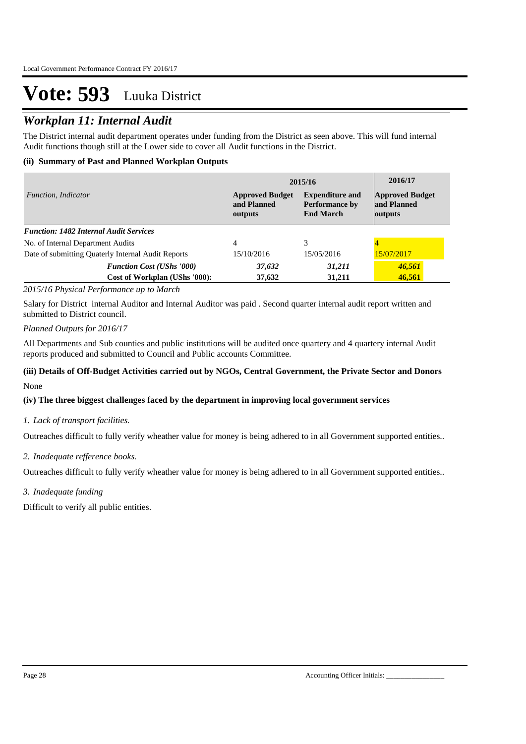# Vote: 593 Luuka District

## *Workplan 11: Internal Audit*

The District internal audit department operates under funding from the District as seen above. This will fund internal Audit functions though still at the Lower side to cover all Audit functions in the District.

### (ii) Summary of Past and Planned Workplan Outputs

| *Function, Indicator* | 2015/16 | | 2016/17 |
|---|---|---|---|
| | **Approved Budget and Planned outputs** | **Expenditure and Performance by End March** | **Approved Budget and Planned outputs** |
| ***Function: 1482 Internal Audit Services*** | | | |
| No. of Internal Department Audits | 4 | 3 | 4 |
| Date of submitting Quaterly Internal Audit Reports | 15/10/2016 | 15/05/2016 | 15/07/2017 |
| ***Function Cost (UShs '000)*** | ***37,632*** | ***31,211*** | ***46,561*** |
| **Cost of Workplan (UShs '000):** | **37,632** | **31,211** | **46,561** |

*2015/16 Physical Performance up to March*

Salary for District internal Auditor and Internal Auditor was paid . Second quarter internal audit report written and submitted to District council.

*Planned Outputs for 2016/17*

All Departments and Sub counties and public institutions will be audited once quartery and 4 quartery internal Audit reports produced and submitted to Council and Public accounts Committee.

### (iii) Details of Off-Budget Activities carried out by NGOs, Central Government, the Private Sector and Donors

None

### (iv) The three biggest challenges faced by the department in improving local government services

*1. Lack of transport facilities.*

Outreaches difficult to fully verify wheather value for money is being adhered to in all Government supported entities..

*2. Inadequate refference books.*

Outreaches difficult to fully verify wheather value for money is being adhered to in all Government supported entities..

*3. Inadequate funding*

Difficult to verify all public entities.